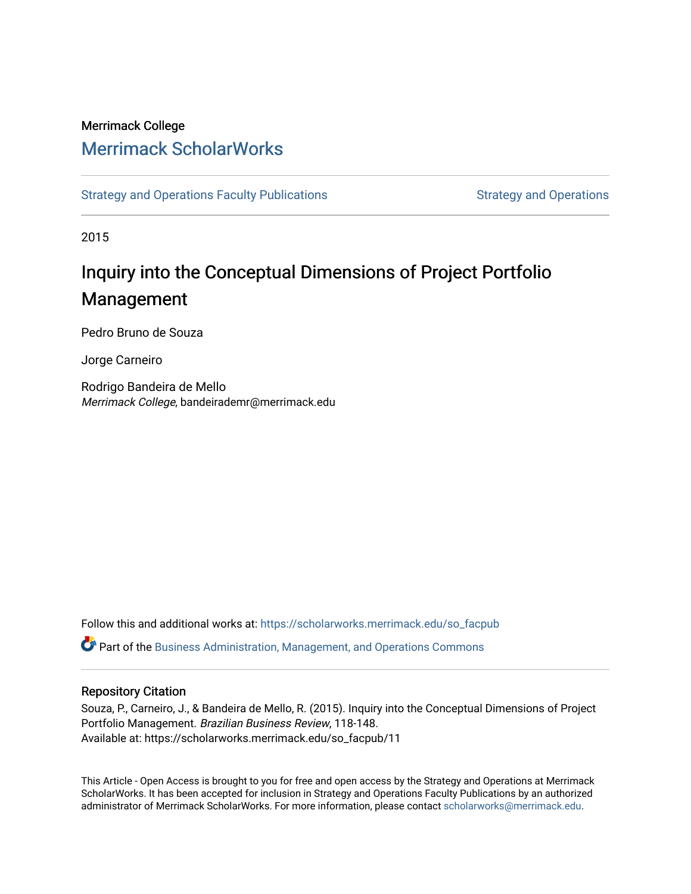Merrimack College

# Merrimack ScholarWorks

Strategy and Operations Faculty Publications

Strategy and Operations

2015

## Inquiry into the Conceptual Dimensions of Project Portfolio Management

Pedro Bruno de Souza

Jorge Carneiro

Rodrigo Bandeira de Mello
*Merrimack College*, bandeirademr@merrimack.edu

Follow this and additional works at: https://scholarworks.merrimack.edu/so_facpub

Part of the Business Administration, Management, and Operations Commons

### Repository Citation

Souza, P., Carneiro, J., & Bandeira de Mello, R. (2015). Inquiry into the Conceptual Dimensions of Project Portfolio Management. *Brazilian Business Review*, 118-148.
Available at: https://scholarworks.merrimack.edu/so_facpub/11

This Article - Open Access is brought to you for free and open access by the Strategy and Operations at Merrimack ScholarWorks. It has been accepted for inclusion in Strategy and Operations Faculty Publications by an authorized administrator of Merrimack ScholarWorks. For more information, please contact scholarworks@merrimack.edu.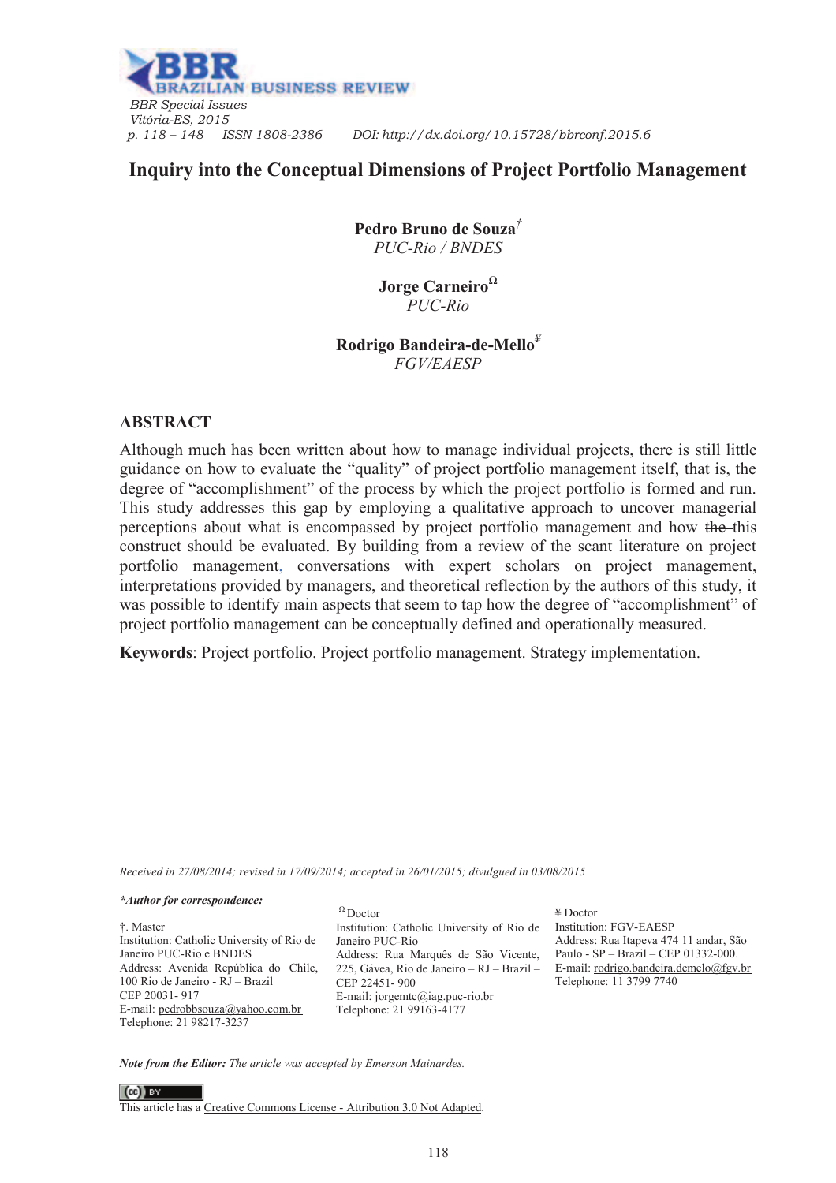# Inquiry into the Conceptual Dimensions of Project Portfolio Management

**Pedro Bruno de Souza**[†]
*PUC-Rio / BNDES*

**Jorge Carneiro**[Ω]
*PUC-Rio*

**Rodrigo Bandeira-de-Mello**[¥]
*FGV/EAESP*

## ABSTRACT

Although much has been written about how to manage individual projects, there is still little guidance on how to evaluate the "quality" of project portfolio management itself, that is, the degree of "accomplishment" of the process by which the project portfolio is formed and run. This study addresses this gap by employing a qualitative approach to uncover managerial perceptions about what is encompassed by project portfolio management and how ~~the~~ this construct should be evaluated. By building from a review of the scant literature on project portfolio management, conversations with expert scholars on project management, interpretations provided by managers, and theoretical reflection by the authors of this study, it was possible to identify main aspects that seem to tap how the degree of "accomplishment" of project portfolio management can be conceptually defined and operationally measured.

**Keywords**: Project portfolio. Project portfolio management. Strategy implementation.

*Received in 27/08/2014; revised in 17/09/2014; accepted in 26/01/2015; divulgued in 03/08/2015*

***Author for correspondence:***

†. Master
Institution: Catholic University of Rio de Janeiro PUC-Rio e BNDES
Address: Avenida República do Chile, 100 Rio de Janeiro - RJ – Brazil
CEP 20031- 917
E-mail: pedrobbsouza@yahoo.com.br
Telephone: 21 98217-3237

Ω Doctor
Institution: Catholic University of Rio de Janeiro PUC-Rio
Address: Rua Marquês de São Vicente, 225, Gávea, Rio de Janeiro – RJ – Brazil – CEP 22451- 900
E-mail: jorgemtc@iag.puc-rio.br
Telephone: 21 99163-4177

¥ Doctor
Institution: FGV-EAESP
Address: Rua Itapeva 474 11 andar, São Paulo - SP – Brazil – CEP 01332-000.
E-mail: rodrigo.bandeira.demelo@fgv.br
Telephone: 11 3799 7740

***Note from the Editor:*** *The article was accepted by Emerson Mainardes.*

This article has a Creative Commons License - Attribution 3.0 Not Adapted.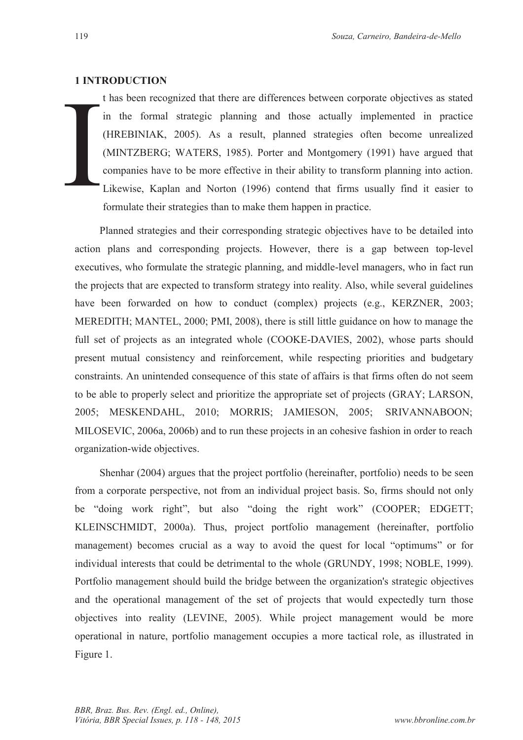## 1 INTRODUCTION

It has been recognized that there are differences between corporate objectives as stated in the formal strategic planning and those actually implemented in practice (HREBINIAK, 2005). As a result, planned strategies often become unrealized (MINTZBERG; WATERS, 1985). Porter and Montgomery (1991) have argued that companies have to be more effective in their ability to transform planning into action. Likewise, Kaplan and Norton (1996) contend that firms usually find it easier to formulate their strategies than to make them happen in practice.

Planned strategies and their corresponding strategic objectives have to be detailed into action plans and corresponding projects. However, there is a gap between top-level executives, who formulate the strategic planning, and middle-level managers, who in fact run the projects that are expected to transform strategy into reality. Also, while several guidelines have been forwarded on how to conduct (complex) projects (e.g., KERZNER, 2003; MEREDITH; MANTEL, 2000; PMI, 2008), there is still little guidance on how to manage the full set of projects as an integrated whole (COOKE-DAVIES, 2002), whose parts should present mutual consistency and reinforcement, while respecting priorities and budgetary constraints. An unintended consequence of this state of affairs is that firms often do not seem to be able to properly select and prioritize the appropriate set of projects (GRAY; LARSON, 2005; MESKENDAHL, 2010; MORRIS; JAMIESON, 2005; SRIVANNABOON; MILOSEVIC, 2006a, 2006b) and to run these projects in an cohesive fashion in order to reach organization-wide objectives.

Shenhar (2004) argues that the project portfolio (hereinafter, portfolio) needs to be seen from a corporate perspective, not from an individual project basis. So, firms should not only be "doing work right", but also "doing the right work" (COOPER; EDGETT; KLEINSCHMIDT, 2000a). Thus, project portfolio management (hereinafter, portfolio management) becomes crucial as a way to avoid the quest for local "optimums" or for individual interests that could be detrimental to the whole (GRUNDY, 1998; NOBLE, 1999). Portfolio management should build the bridge between the organization's strategic objectives and the operational management of the set of projects that would expectedly turn those objectives into reality (LEVINE, 2005). While project management would be more operational in nature, portfolio management occupies a more tactical role, as illustrated in Figure 1.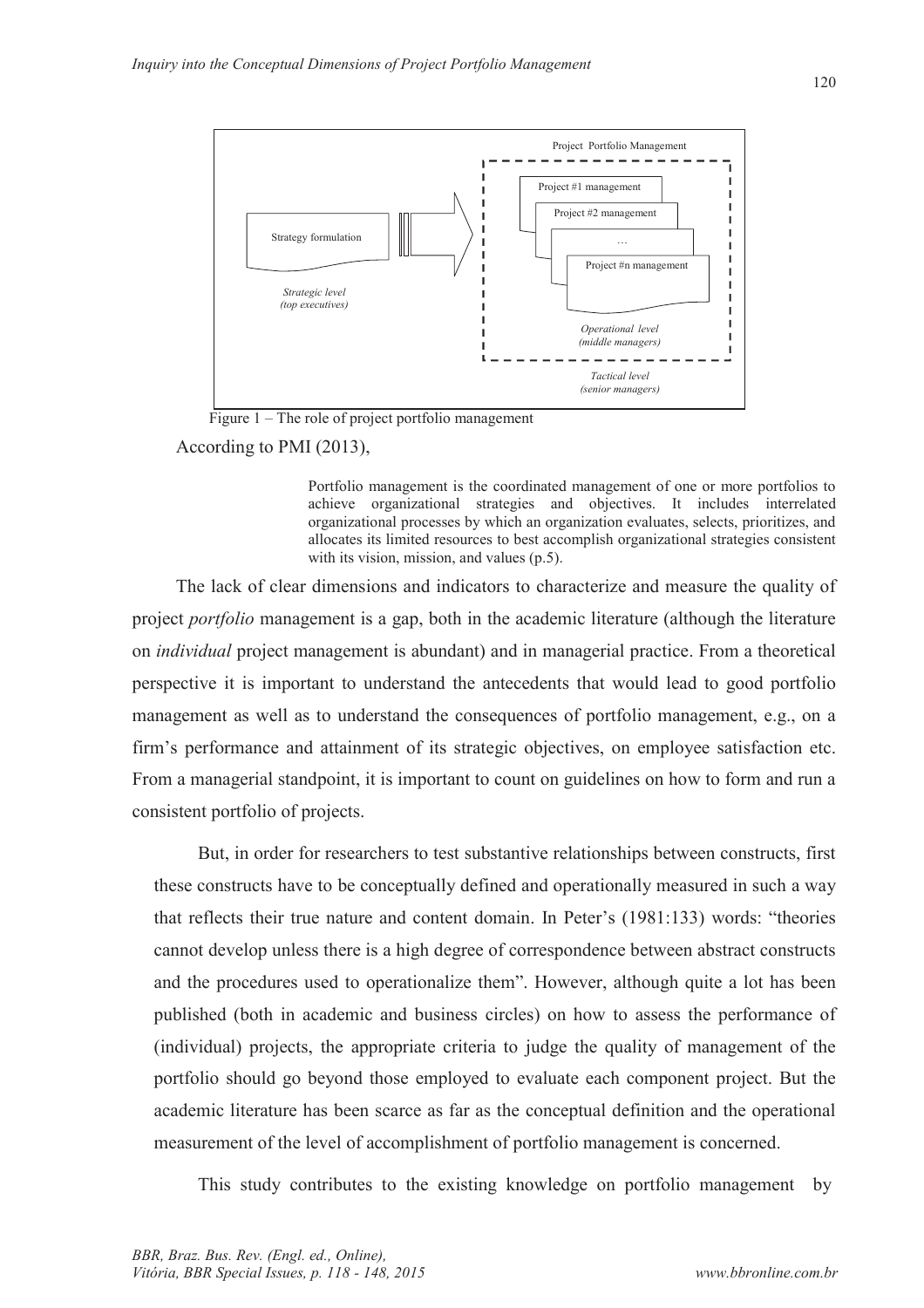Figure 1 – The role of project portfolio management

According to PMI (2013),

> Portfolio management is the coordinated management of one or more portfolios to achieve organizational strategies and objectives. It includes interrelated organizational processes by which an organization evaluates, selects, prioritizes, and allocates its limited resources to best accomplish organizational strategies consistent with its vision, mission, and values (p.5).

The lack of clear dimensions and indicators to characterize and measure the quality of project *portfolio* management is a gap, both in the academic literature (although the literature on *individual* project management is abundant) and in managerial practice. From a theoretical perspective it is important to understand the antecedents that would lead to good portfolio management as well as to understand the consequences of portfolio management, e.g., on a firm's performance and attainment of its strategic objectives, on employee satisfaction etc. From a managerial standpoint, it is important to count on guidelines on how to form and run a consistent portfolio of projects.

But, in order for researchers to test substantive relationships between constructs, first these constructs have to be conceptually defined and operationally measured in such a way that reflects their true nature and content domain. In Peter's (1981:133) words: "theories cannot develop unless there is a high degree of correspondence between abstract constructs and the procedures used to operationalize them". However, although quite a lot has been published (both in academic and business circles) on how to assess the performance of (individual) projects, the appropriate criteria to judge the quality of management of the portfolio should go beyond those employed to evaluate each component project. But the academic literature has been scarce as far as the conceptual definition and the operational measurement of the level of accomplishment of portfolio management is concerned.

This study contributes to the existing knowledge on portfolio management by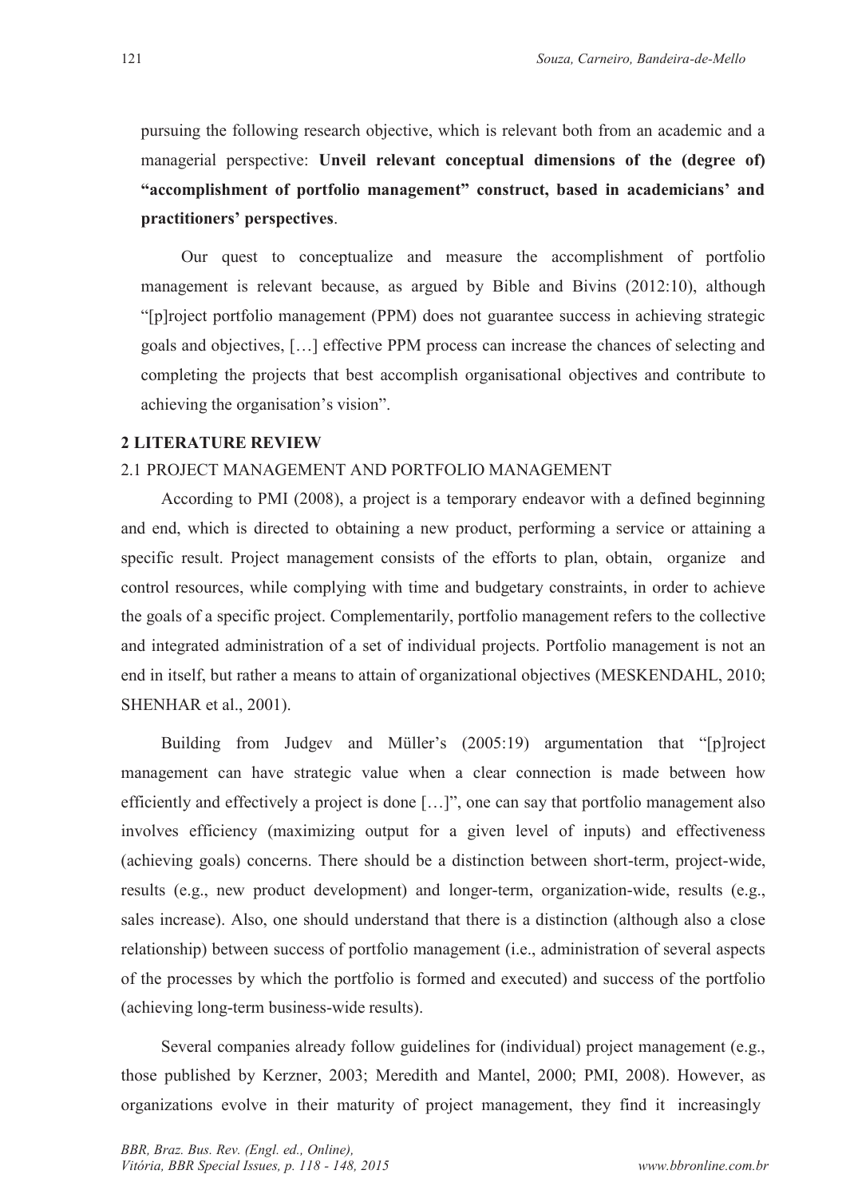pursuing the following research objective, which is relevant both from an academic and a managerial perspective: **Unveil relevant conceptual dimensions of the (degree of) "accomplishment of portfolio management" construct, based in academicians' and practitioners' perspectives**.

Our quest to conceptualize and measure the accomplishment of portfolio management is relevant because, as argued by Bible and Bivins (2012:10), although "[p]roject portfolio management (PPM) does not guarantee success in achieving strategic goals and objectives, […] effective PPM process can increase the chances of selecting and completing the projects that best accomplish organisational objectives and contribute to achieving the organisation's vision".

## 2 LITERATURE REVIEW

### 2.1 PROJECT MANAGEMENT AND PORTFOLIO MANAGEMENT

According to PMI (2008), a project is a temporary endeavor with a defined beginning and end, which is directed to obtaining a new product, performing a service or attaining a specific result. Project management consists of the efforts to plan, obtain, organize and control resources, while complying with time and budgetary constraints, in order to achieve the goals of a specific project. Complementarily, portfolio management refers to the collective and integrated administration of a set of individual projects. Portfolio management is not an end in itself, but rather a means to attain of organizational objectives (MESKENDAHL, 2010; SHENHAR et al., 2001).

Building from Judgev and Müller's (2005:19) argumentation that "[p]roject management can have strategic value when a clear connection is made between how efficiently and effectively a project is done […]", one can say that portfolio management also involves efficiency (maximizing output for a given level of inputs) and effectiveness (achieving goals) concerns. There should be a distinction between short-term, project-wide, results (e.g., new product development) and longer-term, organization-wide, results (e.g., sales increase). Also, one should understand that there is a distinction (although also a close relationship) between success of portfolio management (i.e., administration of several aspects of the processes by which the portfolio is formed and executed) and success of the portfolio (achieving long-term business-wide results).

Several companies already follow guidelines for (individual) project management (e.g., those published by Kerzner, 2003; Meredith and Mantel, 2000; PMI, 2008). However, as organizations evolve in their maturity of project management, they find it increasingly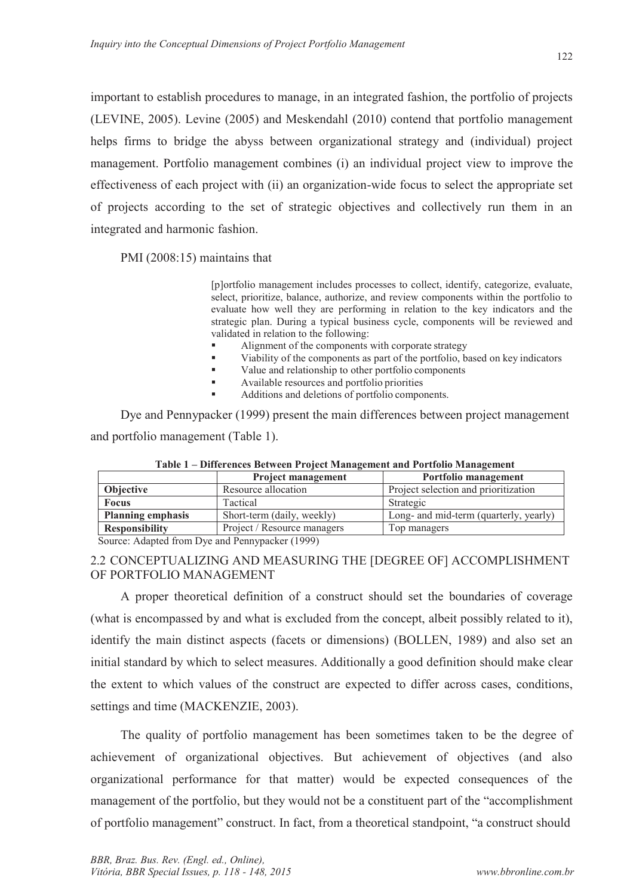important to establish procedures to manage, in an integrated fashion, the portfolio of projects (LEVINE, 2005). Levine (2005) and Meskendahl (2010) contend that portfolio management helps firms to bridge the abyss between organizational strategy and (individual) project management. Portfolio management combines (i) an individual project view to improve the effectiveness of each project with (ii) an organization-wide focus to select the appropriate set of projects according to the set of strategic objectives and collectively run them in an integrated and harmonic fashion.

PMI (2008:15) maintains that

> [p]ortfolio management includes processes to collect, identify, categorize, evaluate, select, prioritize, balance, authorize, and review components within the portfolio to evaluate how well they are performing in relation to the key indicators and the strategic plan. During a typical business cycle, components will be reviewed and validated in relation to the following:
>
> - Alignment of the components with corporate strategy
> - Viability of the components as part of the portfolio, based on key indicators
> - Value and relationship to other portfolio components
> - Available resources and portfolio priorities
> - Additions and deletions of portfolio components.

Dye and Pennypacker (1999) present the main differences between project management and portfolio management (Table 1).

**Table 1 – Differences Between Project Management and Portfolio Management**

| | **Project management** | **Portfolio management** |
|---|---|---|
| **Objective** | Resource allocation | Project selection and prioritization |
| **Focus** | Tactical | Strategic |
| **Planning emphasis** | Short-term (daily, weekly) | Long- and mid-term (quarterly, yearly) |
| **Responsibility** | Project / Resource managers | Top managers |

Source: Adapted from Dye and Pennypacker (1999)

## 2.2 CONCEPTUALIZING AND MEASURING THE [DEGREE OF] ACCOMPLISHMENT OF PORTFOLIO MANAGEMENT

A proper theoretical definition of a construct should set the boundaries of coverage (what is encompassed by and what is excluded from the concept, albeit possibly related to it), identify the main distinct aspects (facets or dimensions) (BOLLEN, 1989) and also set an initial standard by which to select measures. Additionally a good definition should make clear the extent to which values of the construct are expected to differ across cases, conditions, settings and time (MACKENZIE, 2003).

The quality of portfolio management has been sometimes taken to be the degree of achievement of organizational objectives. But achievement of objectives (and also organizational performance for that matter) would be expected consequences of the management of the portfolio, but they would not be a constituent part of the "accomplishment of portfolio management" construct. In fact, from a theoretical standpoint, "a construct should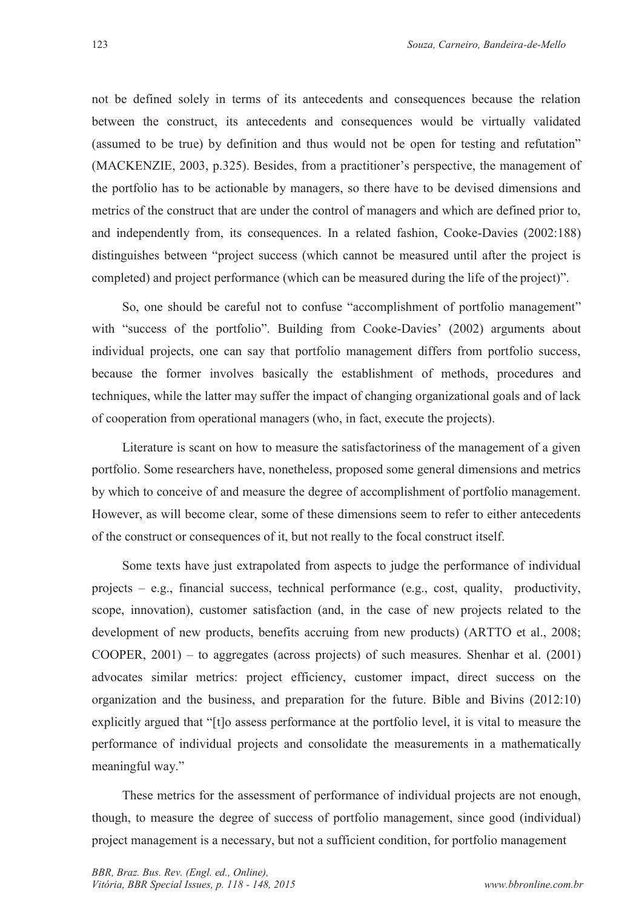not be defined solely in terms of its antecedents and consequences because the relation between the construct, its antecedents and consequences would be virtually validated (assumed to be true) by definition and thus would not be open for testing and refutation" (MACKENZIE, 2003, p.325). Besides, from a practitioner's perspective, the management of the portfolio has to be actionable by managers, so there have to be devised dimensions and metrics of the construct that are under the control of managers and which are defined prior to, and independently from, its consequences. In a related fashion, Cooke-Davies (2002:188) distinguishes between "project success (which cannot be measured until after the project is completed) and project performance (which can be measured during the life of the project)".

So, one should be careful not to confuse "accomplishment of portfolio management" with "success of the portfolio". Building from Cooke-Davies' (2002) arguments about individual projects, one can say that portfolio management differs from portfolio success, because the former involves basically the establishment of methods, procedures and techniques, while the latter may suffer the impact of changing organizational goals and of lack of cooperation from operational managers (who, in fact, execute the projects).

Literature is scant on how to measure the satisfactoriness of the management of a given portfolio. Some researchers have, nonetheless, proposed some general dimensions and metrics by which to conceive of and measure the degree of accomplishment of portfolio management. However, as will become clear, some of these dimensions seem to refer to either antecedents of the construct or consequences of it, but not really to the focal construct itself.

Some texts have just extrapolated from aspects to judge the performance of individual projects – e.g., financial success, technical performance (e.g., cost, quality, productivity, scope, innovation), customer satisfaction (and, in the case of new projects related to the development of new products, benefits accruing from new products) (ARTTO et al., 2008; COOPER, 2001) – to aggregates (across projects) of such measures. Shenhar et al. (2001) advocates similar metrics: project efficiency, customer impact, direct success on the organization and the business, and preparation for the future. Bible and Bivins (2012:10) explicitly argued that "[t]o assess performance at the portfolio level, it is vital to measure the performance of individual projects and consolidate the measurements in a mathematically meaningful way."

These metrics for the assessment of performance of individual projects are not enough, though, to measure the degree of success of portfolio management, since good (individual) project management is a necessary, but not a sufficient condition, for portfolio management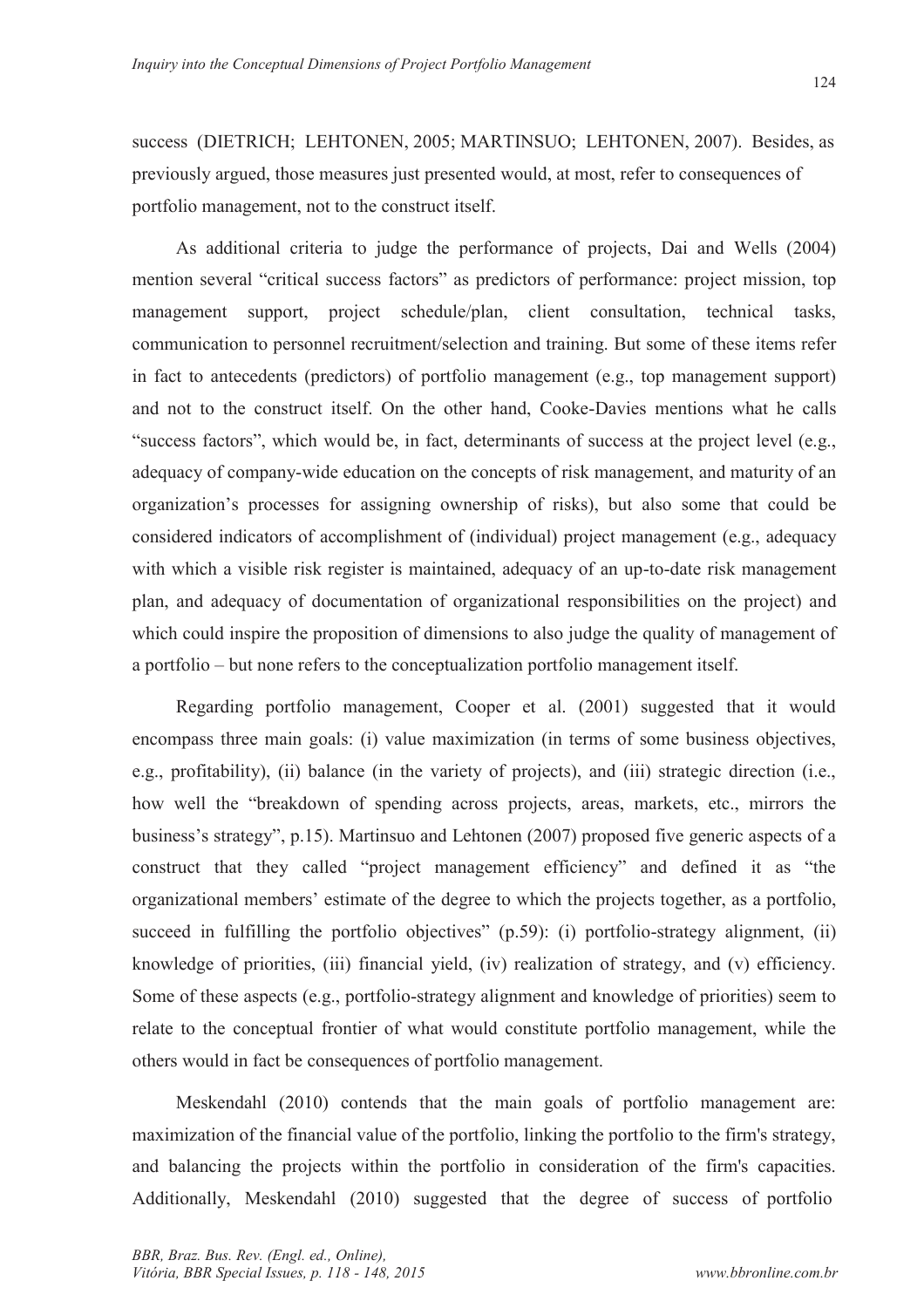success (DIETRICH; LEHTONEN, 2005; MARTINSUO; LEHTONEN, 2007). Besides, as previously argued, those measures just presented would, at most, refer to consequences of portfolio management, not to the construct itself.

As additional criteria to judge the performance of projects, Dai and Wells (2004) mention several "critical success factors" as predictors of performance: project mission, top management support, project schedule/plan, client consultation, technical tasks, communication to personnel recruitment/selection and training. But some of these items refer in fact to antecedents (predictors) of portfolio management (e.g., top management support) and not to the construct itself. On the other hand, Cooke-Davies mentions what he calls "success factors", which would be, in fact, determinants of success at the project level (e.g., adequacy of company-wide education on the concepts of risk management, and maturity of an organization's processes for assigning ownership of risks), but also some that could be considered indicators of accomplishment of (individual) project management (e.g., adequacy with which a visible risk register is maintained, adequacy of an up-to-date risk management plan, and adequacy of documentation of organizational responsibilities on the project) and which could inspire the proposition of dimensions to also judge the quality of management of a portfolio – but none refers to the conceptualization portfolio management itself.

Regarding portfolio management, Cooper et al. (2001) suggested that it would encompass three main goals: (i) value maximization (in terms of some business objectives, e.g., profitability), (ii) balance (in the variety of projects), and (iii) strategic direction (i.e., how well the "breakdown of spending across projects, areas, markets, etc., mirrors the business's strategy", p.15). Martinsuo and Lehtonen (2007) proposed five generic aspects of a construct that they called "project management efficiency" and defined it as "the organizational members' estimate of the degree to which the projects together, as a portfolio, succeed in fulfilling the portfolio objectives" (p.59): (i) portfolio-strategy alignment, (ii) knowledge of priorities, (iii) financial yield, (iv) realization of strategy, and (v) efficiency. Some of these aspects (e.g., portfolio-strategy alignment and knowledge of priorities) seem to relate to the conceptual frontier of what would constitute portfolio management, while the others would in fact be consequences of portfolio management.

Meskendahl (2010) contends that the main goals of portfolio management are: maximization of the financial value of the portfolio, linking the portfolio to the firm's strategy, and balancing the projects within the portfolio in consideration of the firm's capacities. Additionally, Meskendahl (2010) suggested that the degree of success of portfolio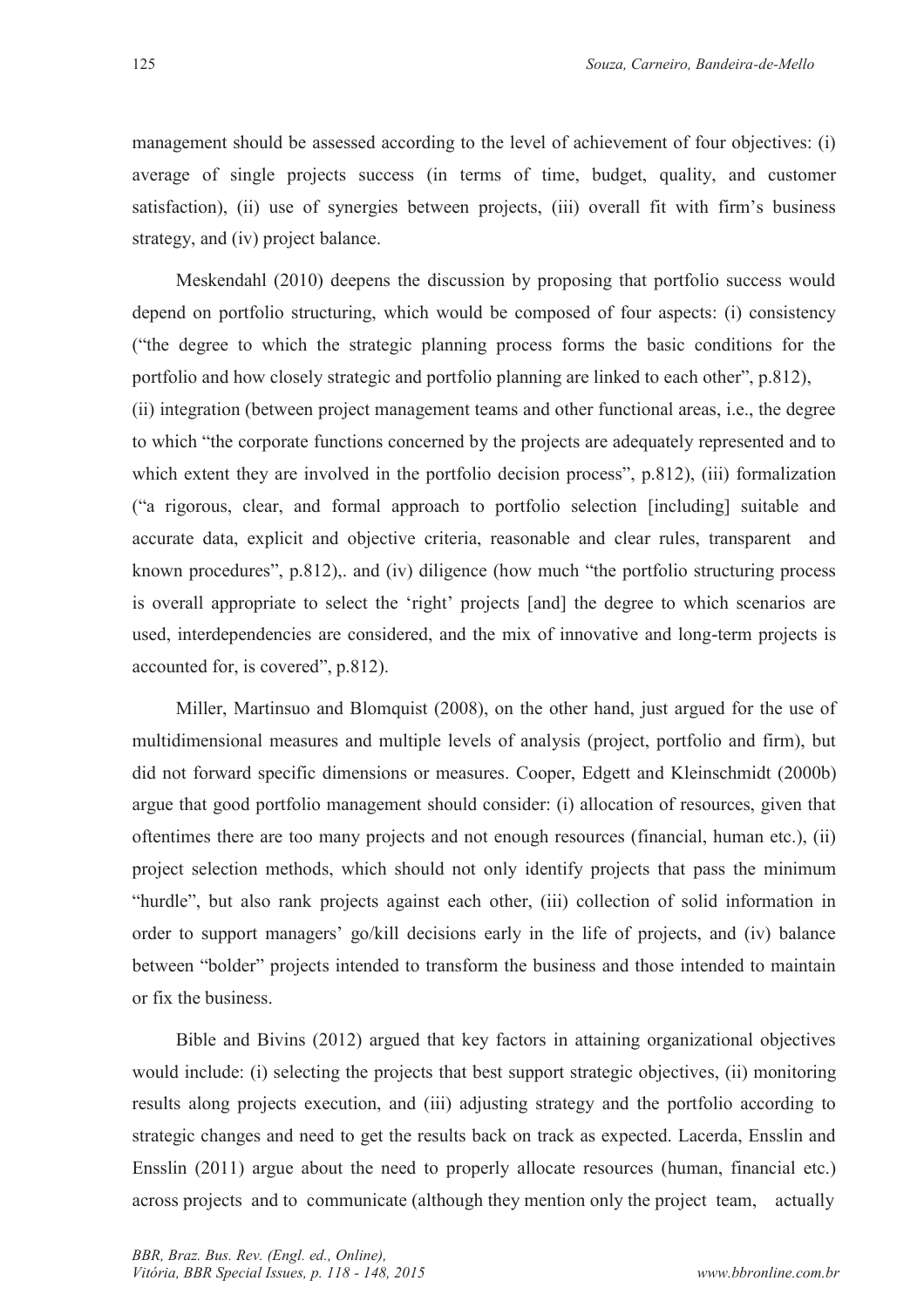management should be assessed according to the level of achievement of four objectives: (i) average of single projects success (in terms of time, budget, quality, and customer satisfaction), (ii) use of synergies between projects, (iii) overall fit with firm's business strategy, and (iv) project balance.

Meskendahl (2010) deepens the discussion by proposing that portfolio success would depend on portfolio structuring, which would be composed of four aspects: (i) consistency ("the degree to which the strategic planning process forms the basic conditions for the portfolio and how closely strategic and portfolio planning are linked to each other", p.812), (ii) integration (between project management teams and other functional areas, i.e., the degree to which "the corporate functions concerned by the projects are adequately represented and to which extent they are involved in the portfolio decision process", p.812), (iii) formalization ("a rigorous, clear, and formal approach to portfolio selection [including] suitable and accurate data, explicit and objective criteria, reasonable and clear rules, transparent and known procedures", p.812),. and (iv) diligence (how much "the portfolio structuring process is overall appropriate to select the 'right' projects [and] the degree to which scenarios are used, interdependencies are considered, and the mix of innovative and long-term projects is accounted for, is covered", p.812).

Miller, Martinsuo and Blomquist (2008), on the other hand, just argued for the use of multidimensional measures and multiple levels of analysis (project, portfolio and firm), but did not forward specific dimensions or measures. Cooper, Edgett and Kleinschmidt (2000b) argue that good portfolio management should consider: (i) allocation of resources, given that oftentimes there are too many projects and not enough resources (financial, human etc.), (ii) project selection methods, which should not only identify projects that pass the minimum "hurdle", but also rank projects against each other, (iii) collection of solid information in order to support managers' go/kill decisions early in the life of projects, and (iv) balance between "bolder" projects intended to transform the business and those intended to maintain or fix the business.

Bible and Bivins (2012) argued that key factors in attaining organizational objectives would include: (i) selecting the projects that best support strategic objectives, (ii) monitoring results along projects execution, and (iii) adjusting strategy and the portfolio according to strategic changes and need to get the results back on track as expected. Lacerda, Ensslin and Ensslin (2011) argue about the need to properly allocate resources (human, financial etc.) across projects and to communicate (although they mention only the project team, actually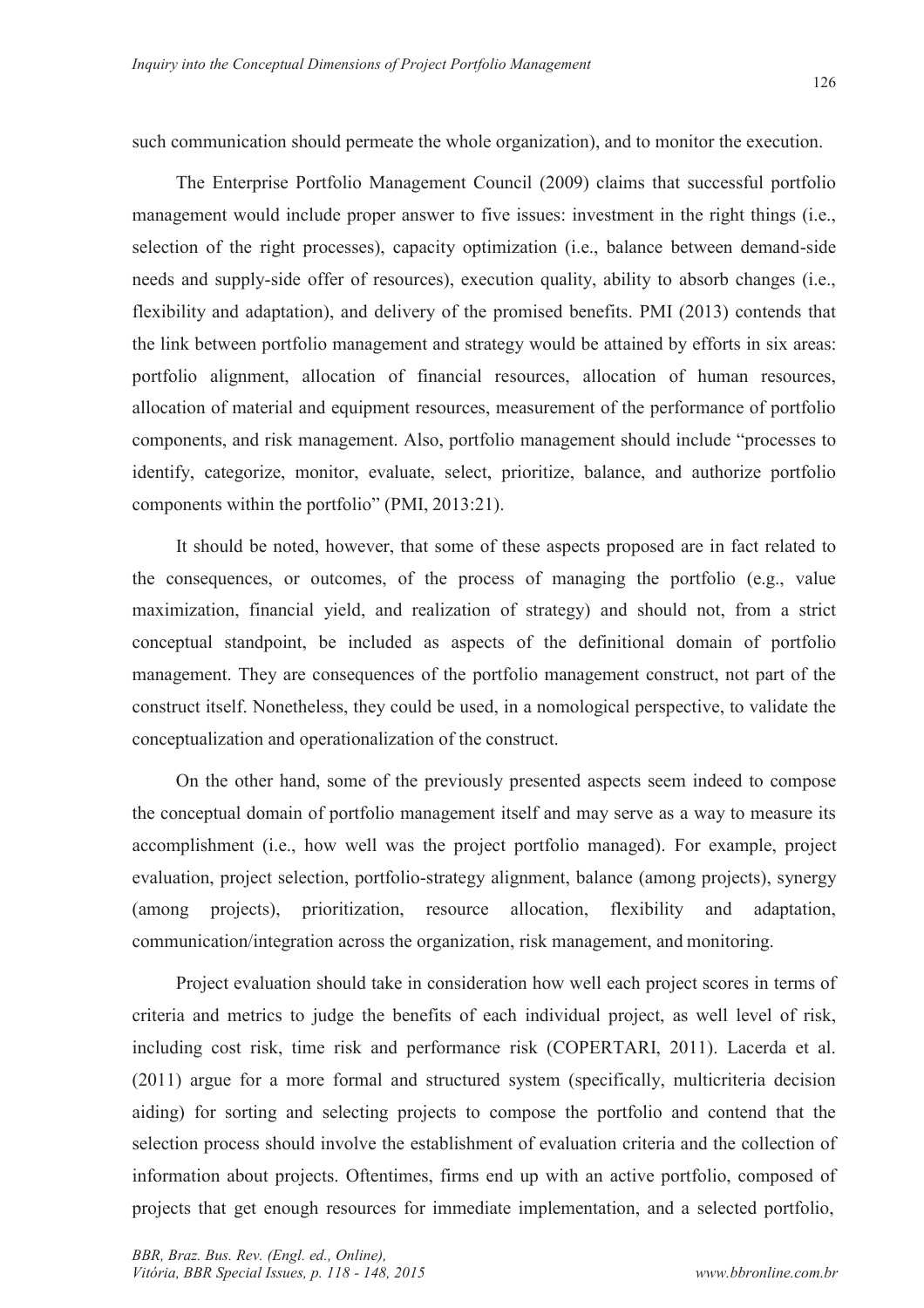such communication should permeate the whole organization), and to monitor the execution.

The Enterprise Portfolio Management Council (2009) claims that successful portfolio management would include proper answer to five issues: investment in the right things (i.e., selection of the right processes), capacity optimization (i.e., balance between demand-side needs and supply-side offer of resources), execution quality, ability to absorb changes (i.e., flexibility and adaptation), and delivery of the promised benefits. PMI (2013) contends that the link between portfolio management and strategy would be attained by efforts in six areas: portfolio alignment, allocation of financial resources, allocation of human resources, allocation of material and equipment resources, measurement of the performance of portfolio components, and risk management. Also, portfolio management should include "processes to identify, categorize, monitor, evaluate, select, prioritize, balance, and authorize portfolio components within the portfolio" (PMI, 2013:21).

It should be noted, however, that some of these aspects proposed are in fact related to the consequences, or outcomes, of the process of managing the portfolio (e.g., value maximization, financial yield, and realization of strategy) and should not, from a strict conceptual standpoint, be included as aspects of the definitional domain of portfolio management. They are consequences of the portfolio management construct, not part of the construct itself. Nonetheless, they could be used, in a nomological perspective, to validate the conceptualization and operationalization of the construct.

On the other hand, some of the previously presented aspects seem indeed to compose the conceptual domain of portfolio management itself and may serve as a way to measure its accomplishment (i.e., how well was the project portfolio managed). For example, project evaluation, project selection, portfolio-strategy alignment, balance (among projects), synergy (among projects), prioritization, resource allocation, flexibility and adaptation, communication/integration across the organization, risk management, and monitoring.

Project evaluation should take in consideration how well each project scores in terms of criteria and metrics to judge the benefits of each individual project, as well level of risk, including cost risk, time risk and performance risk (COPERTARI, 2011). Lacerda et al. (2011) argue for a more formal and structured system (specifically, multicriteria decision aiding) for sorting and selecting projects to compose the portfolio and contend that the selection process should involve the establishment of evaluation criteria and the collection of information about projects. Oftentimes, firms end up with an active portfolio, composed of projects that get enough resources for immediate implementation, and a selected portfolio,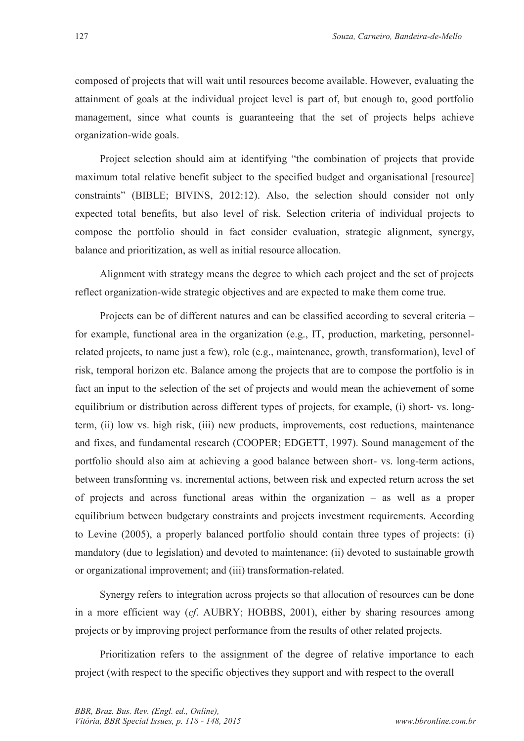composed of projects that will wait until resources become available. However, evaluating the attainment of goals at the individual project level is part of, but enough to, good portfolio management, since what counts is guaranteeing that the set of projects helps achieve organization-wide goals.

Project selection should aim at identifying "the combination of projects that provide maximum total relative benefit subject to the specified budget and organisational [resource] constraints" (BIBLE; BIVINS, 2012:12). Also, the selection should consider not only expected total benefits, but also level of risk. Selection criteria of individual projects to compose the portfolio should in fact consider evaluation, strategic alignment, synergy, balance and prioritization, as well as initial resource allocation.

Alignment with strategy means the degree to which each project and the set of projects reflect organization-wide strategic objectives and are expected to make them come true.

Projects can be of different natures and can be classified according to several criteria – for example, functional area in the organization (e.g., IT, production, marketing, personnel-related projects, to name just a few), role (e.g., maintenance, growth, transformation), level of risk, temporal horizon etc. Balance among the projects that are to compose the portfolio is in fact an input to the selection of the set of projects and would mean the achievement of some equilibrium or distribution across different types of projects, for example, (i) short- vs. long-term, (ii) low vs. high risk, (iii) new products, improvements, cost reductions, maintenance and fixes, and fundamental research (COOPER; EDGETT, 1997). Sound management of the portfolio should also aim at achieving a good balance between short- vs. long-term actions, between transforming vs. incremental actions, between risk and expected return across the set of projects and across functional areas within the organization – as well as a proper equilibrium between budgetary constraints and projects investment requirements. According to Levine (2005), a properly balanced portfolio should contain three types of projects: (i) mandatory (due to legislation) and devoted to maintenance; (ii) devoted to sustainable growth or organizational improvement; and (iii) transformation-related.

Synergy refers to integration across projects so that allocation of resources can be done in a more efficient way (*cf*. AUBRY; HOBBS, 2001), either by sharing resources among projects or by improving project performance from the results of other related projects.

Prioritization refers to the assignment of the degree of relative importance to each project (with respect to the specific objectives they support and with respect to the overall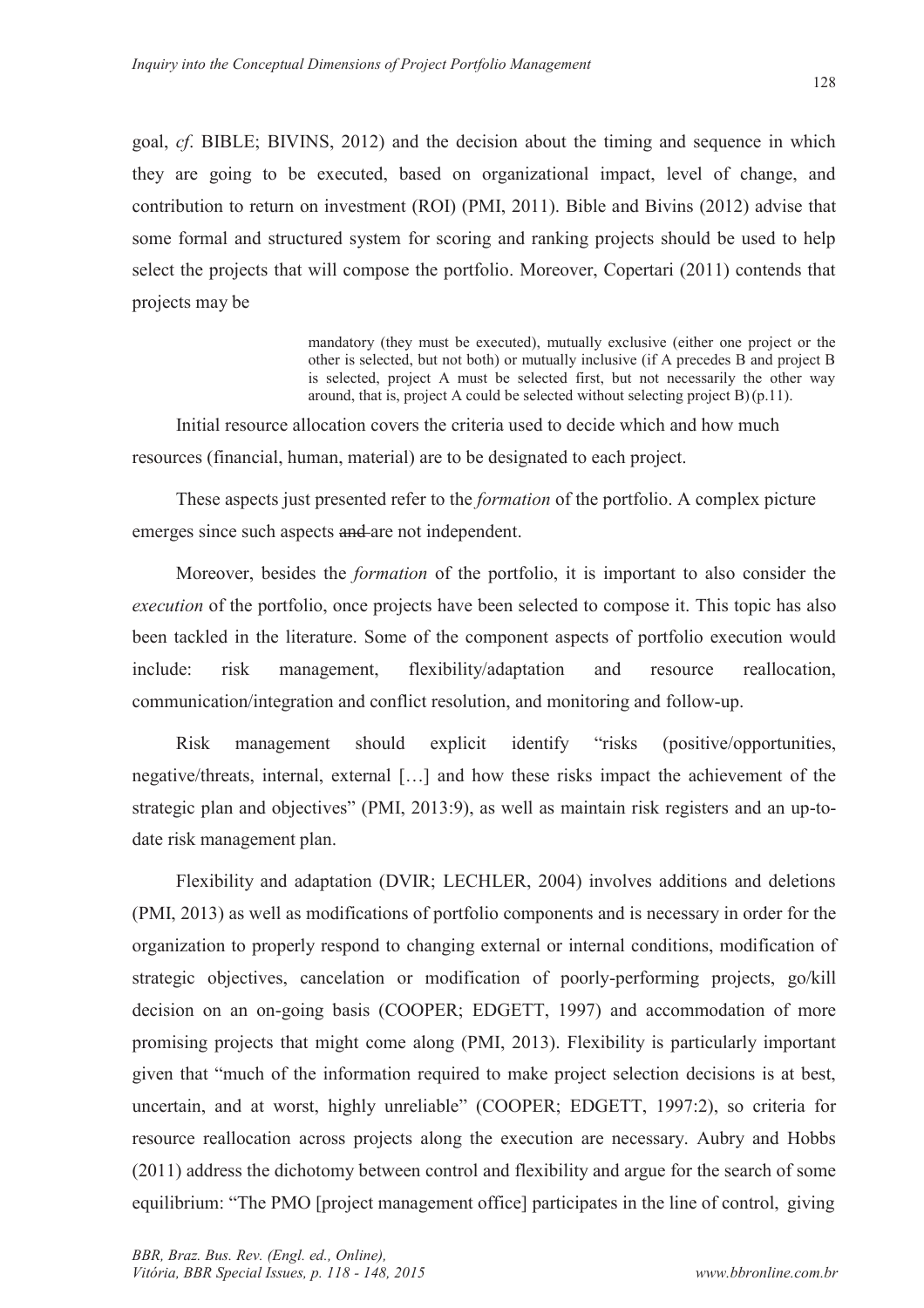goal, *cf*. BIBLE; BIVINS, 2012) and the decision about the timing and sequence in which they are going to be executed, based on organizational impact, level of change, and contribution to return on investment (ROI) (PMI, 2011). Bible and Bivins (2012) advise that some formal and structured system for scoring and ranking projects should be used to help select the projects that will compose the portfolio. Moreover, Copertari (2011) contends that projects may be

> mandatory (they must be executed), mutually exclusive (either one project or the other is selected, but not both) or mutually inclusive (if A precedes B and project B is selected, project A must be selected first, but not necessarily the other way around, that is, project A could be selected without selecting project B) (p.11).

Initial resource allocation covers the criteria used to decide which and how much resources (financial, human, material) are to be designated to each project.

These aspects just presented refer to the *formation* of the portfolio. A complex picture emerges since such aspects ~~and~~ are not independent.

Moreover, besides the *formation* of the portfolio, it is important to also consider the *execution* of the portfolio, once projects have been selected to compose it. This topic has also been tackled in the literature. Some of the component aspects of portfolio execution would include: risk management, flexibility/adaptation and resource reallocation, communication/integration and conflict resolution, and monitoring and follow-up.

Risk management should explicit identify "risks (positive/opportunities, negative/threats, internal, external […] and how these risks impact the achievement of the strategic plan and objectives" (PMI, 2013:9), as well as maintain risk registers and an up-to-date risk management plan.

Flexibility and adaptation (DVIR; LECHLER, 2004) involves additions and deletions (PMI, 2013) as well as modifications of portfolio components and is necessary in order for the organization to properly respond to changing external or internal conditions, modification of strategic objectives, cancelation or modification of poorly-performing projects, go/kill decision on an on-going basis (COOPER; EDGETT, 1997) and accommodation of more promising projects that might come along (PMI, 2013). Flexibility is particularly important given that "much of the information required to make project selection decisions is at best, uncertain, and at worst, highly unreliable" (COOPER; EDGETT, 1997:2), so criteria for resource reallocation across projects along the execution are necessary. Aubry and Hobbs (2011) address the dichotomy between control and flexibility and argue for the search of some equilibrium: "The PMO [project management office] participates in the line of control, giving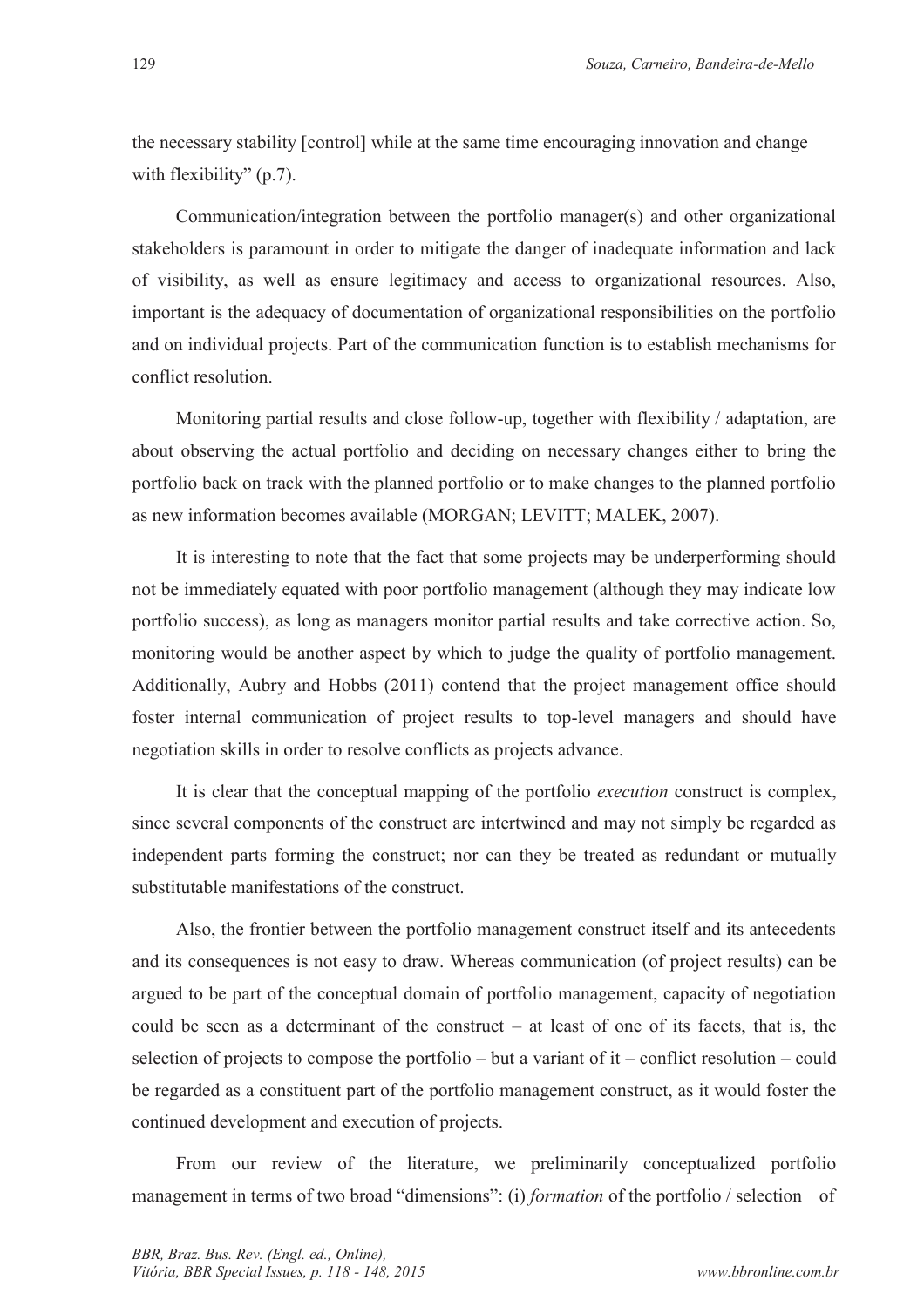the necessary stability [control] while at the same time encouraging innovation and change with flexibility" (p.7).

Communication/integration between the portfolio manager(s) and other organizational stakeholders is paramount in order to mitigate the danger of inadequate information and lack of visibility, as well as ensure legitimacy and access to organizational resources. Also, important is the adequacy of documentation of organizational responsibilities on the portfolio and on individual projects. Part of the communication function is to establish mechanisms for conflict resolution.

Monitoring partial results and close follow-up, together with flexibility / adaptation, are about observing the actual portfolio and deciding on necessary changes either to bring the portfolio back on track with the planned portfolio or to make changes to the planned portfolio as new information becomes available (MORGAN; LEVITT; MALEK, 2007).

It is interesting to note that the fact that some projects may be underperforming should not be immediately equated with poor portfolio management (although they may indicate low portfolio success), as long as managers monitor partial results and take corrective action. So, monitoring would be another aspect by which to judge the quality of portfolio management. Additionally, Aubry and Hobbs (2011) contend that the project management office should foster internal communication of project results to top-level managers and should have negotiation skills in order to resolve conflicts as projects advance.

It is clear that the conceptual mapping of the portfolio *execution* construct is complex, since several components of the construct are intertwined and may not simply be regarded as independent parts forming the construct; nor can they be treated as redundant or mutually substitutable manifestations of the construct.

Also, the frontier between the portfolio management construct itself and its antecedents and its consequences is not easy to draw. Whereas communication (of project results) can be argued to be part of the conceptual domain of portfolio management, capacity of negotiation could be seen as a determinant of the construct – at least of one of its facets, that is, the selection of projects to compose the portfolio – but a variant of it – conflict resolution – could be regarded as a constituent part of the portfolio management construct, as it would foster the continued development and execution of projects.

From our review of the literature, we preliminarily conceptualized portfolio management in terms of two broad "dimensions": (i) *formation* of the portfolio / selection of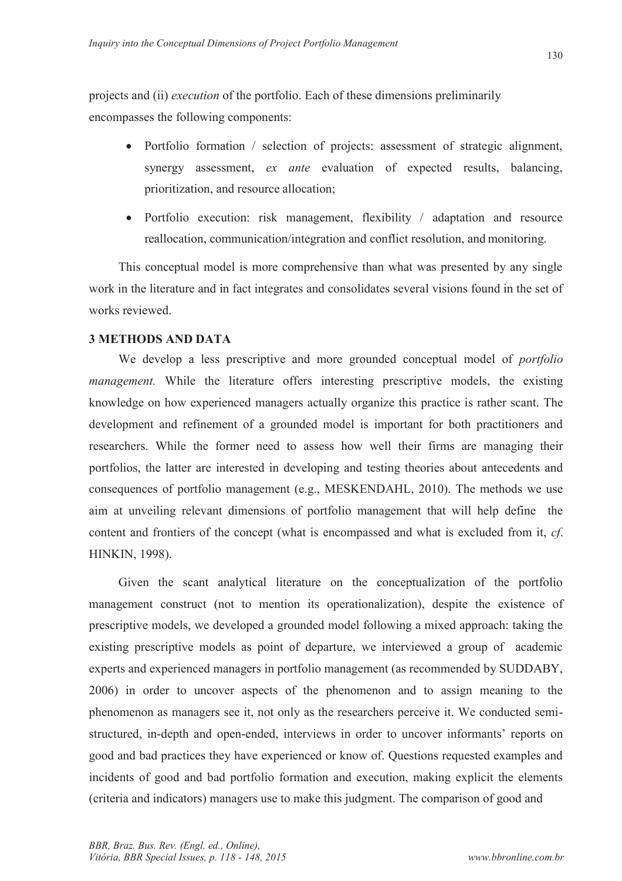projects and (ii) *execution* of the portfolio. Each of these dimensions preliminarily encompasses the following components:

- Portfolio formation / selection of projects: assessment of strategic alignment, synergy assessment, *ex ante* evaluation of expected results, balancing, prioritization, and resource allocation;
- Portfolio execution: risk management, flexibility / adaptation and resource reallocation, communication/integration and conflict resolution, and monitoring.

This conceptual model is more comprehensive than what was presented by any single work in the literature and in fact integrates and consolidates several visions found in the set of works reviewed.

## 3 METHODS AND DATA

We develop a less prescriptive and more grounded conceptual model of *portfolio management.* While the literature offers interesting prescriptive models, the existing knowledge on how experienced managers actually organize this practice is rather scant. The development and refinement of a grounded model is important for both practitioners and researchers. While the former need to assess how well their firms are managing their portfolios, the latter are interested in developing and testing theories about antecedents and consequences of portfolio management (e.g., MESKENDAHL, 2010). The methods we use aim at unveiling relevant dimensions of portfolio management that will help define the content and frontiers of the concept (what is encompassed and what is excluded from it, *cf*. HINKIN, 1998).

Given the scant analytical literature on the conceptualization of the portfolio management construct (not to mention its operationalization), despite the existence of prescriptive models, we developed a grounded model following a mixed approach: taking the existing prescriptive models as point of departure, we interviewed a group of academic experts and experienced managers in portfolio management (as recommended by SUDDABY, 2006) in order to uncover aspects of the phenomenon and to assign meaning to the phenomenon as managers see it, not only as the researchers perceive it. We conducted semi-structured, in-depth and open-ended, interviews in order to uncover informants' reports on good and bad practices they have experienced or know of. Questions requested examples and incidents of good and bad portfolio formation and execution, making explicit the elements (criteria and indicators) managers use to make this judgment. The comparison of good and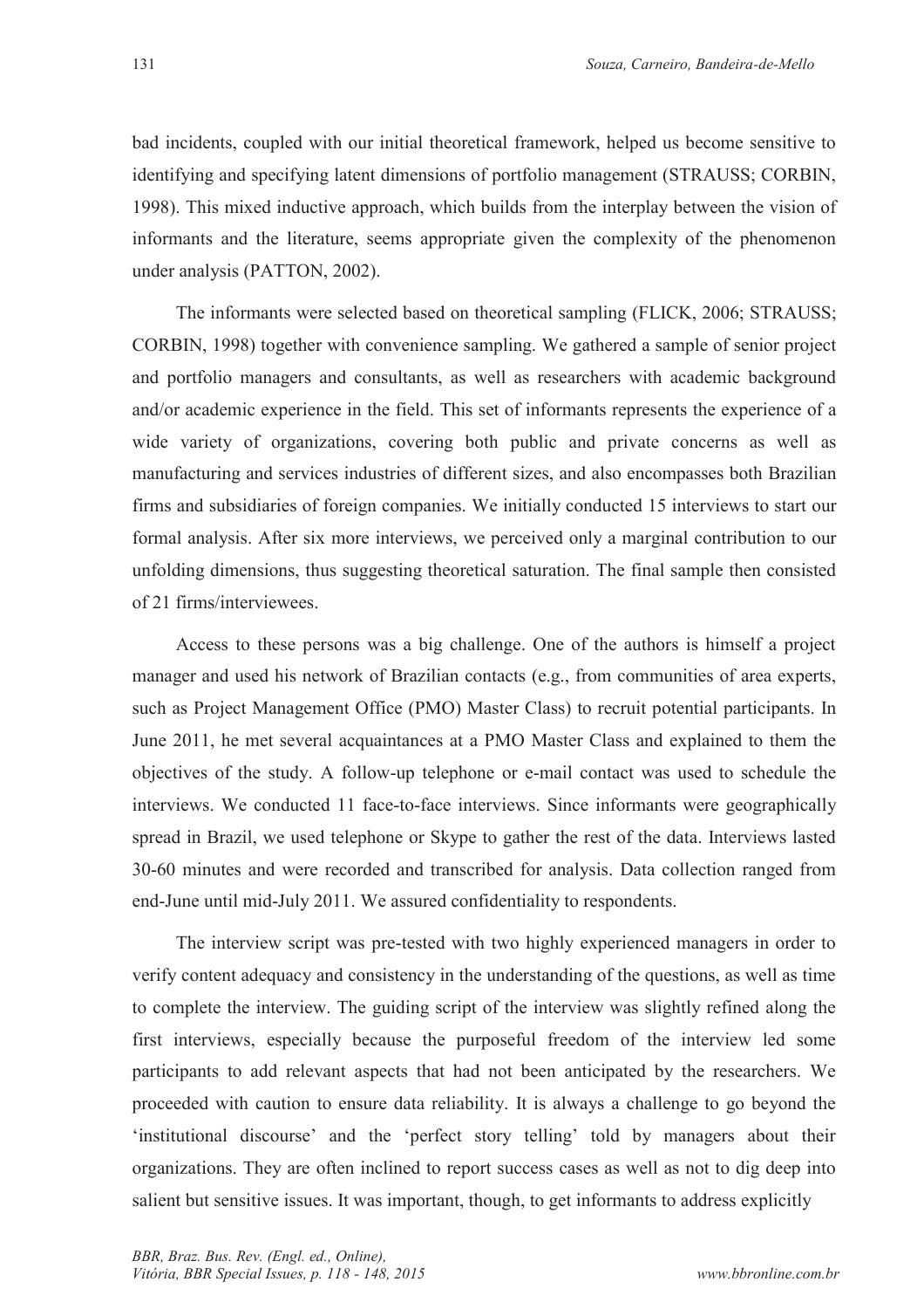bad incidents, coupled with our initial theoretical framework, helped us become sensitive to identifying and specifying latent dimensions of portfolio management (STRAUSS; CORBIN, 1998). This mixed inductive approach, which builds from the interplay between the vision of informants and the literature, seems appropriate given the complexity of the phenomenon under analysis (PATTON, 2002).

The informants were selected based on theoretical sampling (FLICK, 2006; STRAUSS; CORBIN, 1998) together with convenience sampling. We gathered a sample of senior project and portfolio managers and consultants, as well as researchers with academic background and/or academic experience in the field. This set of informants represents the experience of a wide variety of organizations, covering both public and private concerns as well as manufacturing and services industries of different sizes, and also encompasses both Brazilian firms and subsidiaries of foreign companies. We initially conducted 15 interviews to start our formal analysis. After six more interviews, we perceived only a marginal contribution to our unfolding dimensions, thus suggesting theoretical saturation. The final sample then consisted of 21 firms/interviewees.

Access to these persons was a big challenge. One of the authors is himself a project manager and used his network of Brazilian contacts (e.g., from communities of area experts, such as Project Management Office (PMO) Master Class) to recruit potential participants. In June 2011, he met several acquaintances at a PMO Master Class and explained to them the objectives of the study. A follow-up telephone or e-mail contact was used to schedule the interviews. We conducted 11 face-to-face interviews. Since informants were geographically spread in Brazil, we used telephone or Skype to gather the rest of the data. Interviews lasted 30-60 minutes and were recorded and transcribed for analysis. Data collection ranged from end-June until mid-July 2011. We assured confidentiality to respondents.

The interview script was pre-tested with two highly experienced managers in order to verify content adequacy and consistency in the understanding of the questions, as well as time to complete the interview. The guiding script of the interview was slightly refined along the first interviews, especially because the purposeful freedom of the interview led some participants to add relevant aspects that had not been anticipated by the researchers. We proceeded with caution to ensure data reliability. It is always a challenge to go beyond the 'institutional discourse' and the 'perfect story telling' told by managers about their organizations. They are often inclined to report success cases as well as not to dig deep into salient but sensitive issues. It was important, though, to get informants to address explicitly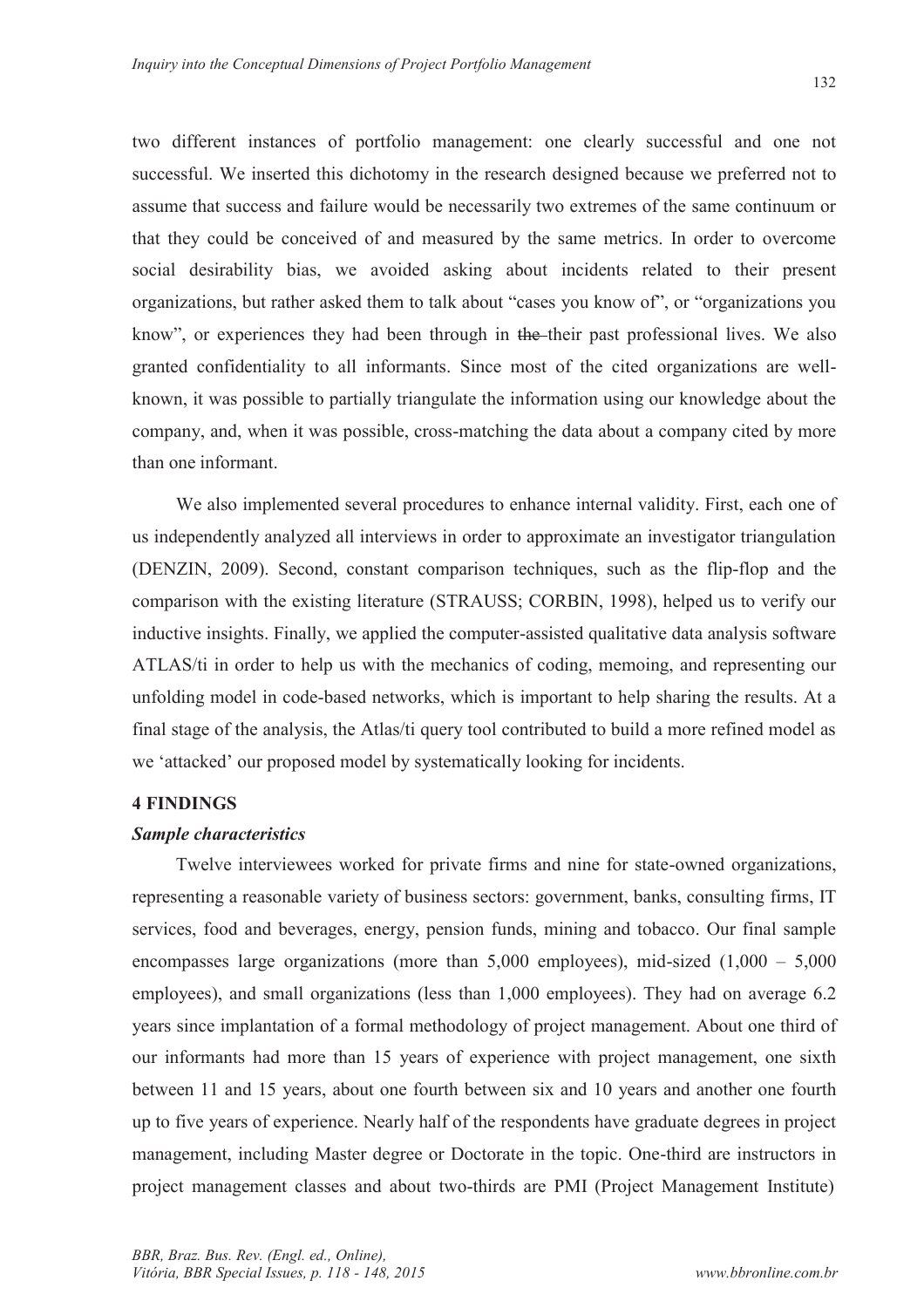two different instances of portfolio management: one clearly successful and one not successful. We inserted this dichotomy in the research designed because we preferred not to assume that success and failure would be necessarily two extremes of the same continuum or that they could be conceived of and measured by the same metrics. In order to overcome social desirability bias, we avoided asking about incidents related to their present organizations, but rather asked them to talk about "cases you know of", or "organizations you know", or experiences they had been through in ~~the~~ their past professional lives. We also granted confidentiality to all informants. Since most of the cited organizations are well-known, it was possible to partially triangulate the information using our knowledge about the company, and, when it was possible, cross-matching the data about a company cited by more than one informant.

We also implemented several procedures to enhance internal validity. First, each one of us independently analyzed all interviews in order to approximate an investigator triangulation (DENZIN, 2009). Second, constant comparison techniques, such as the flip-flop and the comparison with the existing literature (STRAUSS; CORBIN, 1998), helped us to verify our inductive insights. Finally, we applied the computer-assisted qualitative data analysis software ATLAS/ti in order to help us with the mechanics of coding, memoing, and representing our unfolding model in code-based networks, which is important to help sharing the results. At a final stage of the analysis, the Atlas/ti query tool contributed to build a more refined model as we 'attacked' our proposed model by systematically looking for incidents.

## 4 FINDINGS

### *Sample characteristics*

Twelve interviewees worked for private firms and nine for state-owned organizations, representing a reasonable variety of business sectors: government, banks, consulting firms, IT services, food and beverages, energy, pension funds, mining and tobacco. Our final sample encompasses large organizations (more than 5,000 employees), mid-sized (1,000 – 5,000 employees), and small organizations (less than 1,000 employees). They had on average 6.2 years since implantation of a formal methodology of project management. About one third of our informants had more than 15 years of experience with project management, one sixth between 11 and 15 years, about one fourth between six and 10 years and another one fourth up to five years of experience. Nearly half of the respondents have graduate degrees in project management, including Master degree or Doctorate in the topic. One-third are instructors in project management classes and about two-thirds are PMI (Project Management Institute)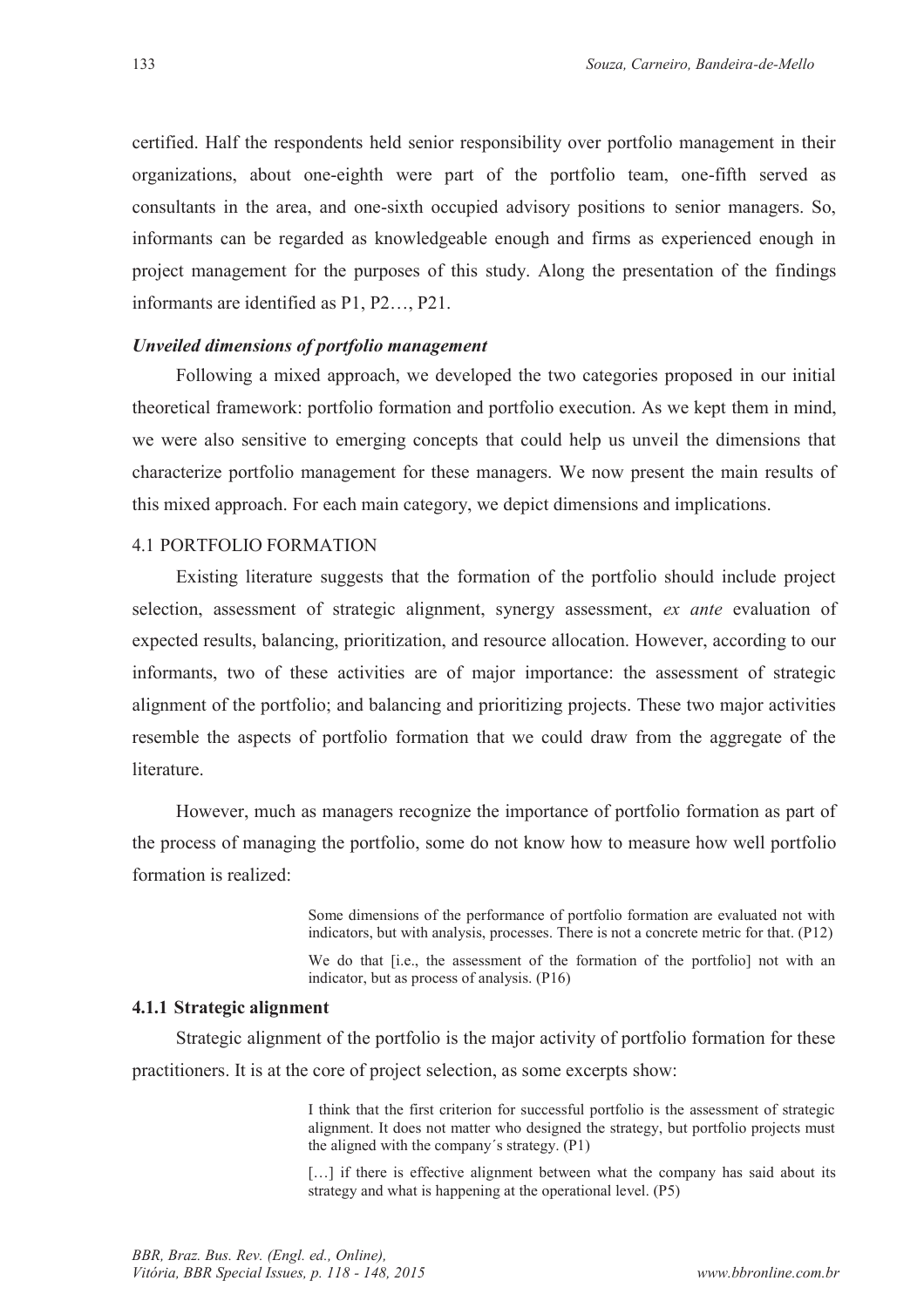certified. Half the respondents held senior responsibility over portfolio management in their organizations, about one-eighth were part of the portfolio team, one-fifth served as consultants in the area, and one-sixth occupied advisory positions to senior managers. So, informants can be regarded as knowledgeable enough and firms as experienced enough in project management for the purposes of this study. Along the presentation of the findings informants are identified as P1, P2…, P21.

***Unveiled dimensions of portfolio management***

Following a mixed approach, we developed the two categories proposed in our initial theoretical framework: portfolio formation and portfolio execution. As we kept them in mind, we were also sensitive to emerging concepts that could help us unveil the dimensions that characterize portfolio management for these managers. We now present the main results of this mixed approach. For each main category, we depict dimensions and implications.

## 4.1 PORTFOLIO FORMATION

Existing literature suggests that the formation of the portfolio should include project selection, assessment of strategic alignment, synergy assessment, *ex ante* evaluation of expected results, balancing, prioritization, and resource allocation. However, according to our informants, two of these activities are of major importance: the assessment of strategic alignment of the portfolio; and balancing and prioritizing projects. These two major activities resemble the aspects of portfolio formation that we could draw from the aggregate of the literature.

However, much as managers recognize the importance of portfolio formation as part of the process of managing the portfolio, some do not know how to measure how well portfolio formation is realized:

> Some dimensions of the performance of portfolio formation are evaluated not with indicators, but with analysis, processes. There is not a concrete metric for that. (P12)
>
> We do that [i.e., the assessment of the formation of the portfolio] not with an indicator, but as process of analysis. (P16)

### 4.1.1 Strategic alignment

Strategic alignment of the portfolio is the major activity of portfolio formation for these practitioners. It is at the core of project selection, as some excerpts show:

> I think that the first criterion for successful portfolio is the assessment of strategic alignment. It does not matter who designed the strategy, but portfolio projects must the aligned with the company´s strategy. (P1)
>
> […] if there is effective alignment between what the company has said about its strategy and what is happening at the operational level. (P5)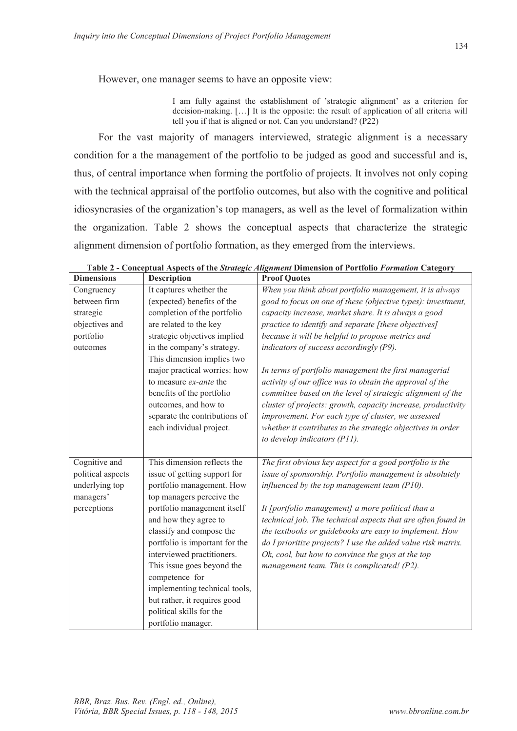However, one manager seems to have an opposite view:

> I am fully against the establishment of 'strategic alignment' as a criterion for decision-making. […] It is the opposite: the result of application of all criteria will tell you if that is aligned or not. Can you understand? (P22)

For the vast majority of managers interviewed, strategic alignment is a necessary condition for a the management of the portfolio to be judged as good and successful and is, thus, of central importance when forming the portfolio of projects. It involves not only coping with the technical appraisal of the portfolio outcomes, but also with the cognitive and political idiosyncrasies of the organization's top managers, as well as the level of formalization within the organization. Table 2 shows the conceptual aspects that characterize the strategic alignment dimension of portfolio formation, as they emerged from the interviews.

**Table 2 - Conceptual Aspects of the *Strategic Alignment* Dimension of Portfolio *Formation* Category**

| Dimensions | Description | Proof Quotes |
|---|---|---|
| Congruency between firm strategic objectives and portfolio outcomes | It captures whether the (expected) benefits of the completion of the portfolio are related to the key strategic objectives implied in the company's strategy. This dimension implies two major practical worries: how to measure *ex-ante* the benefits of the portfolio outcomes, and how to separate the contributions of each individual project. | *When you think about portfolio management, it is always good to focus on one of these (objective types): investment, capacity increase, market share. It is always a good practice to identify and separate [these objectives] because it will be helpful to propose metrics and indicators of success accordingly (P9).* <br><br> *In terms of portfolio management the first managerial activity of our office was to obtain the approval of the committee based on the level of strategic alignment of the cluster of projects: growth, capacity increase, productivity improvement. For each type of cluster, we assessed whether it contributes to the strategic objectives in order to develop indicators (P11).* |
| Cognitive and political aspects underlying top managers' perceptions | This dimension reflects the issue of getting support for portfolio management. How top managers perceive the portfolio management itself and how they agree to classify and compose the portfolio is important for the interviewed practitioners. This issue goes beyond the competence for implementing technical tools, but rather, it requires good political skills for the portfolio manager. | *The first obvious key aspect for a good portfolio is the issue of sponsorship. Portfolio management is absolutely influenced by the top management team (P10).* <br><br> *It [portfolio management] a more political than a technical job. The technical aspects that are often found in the textbooks or guidebooks are easy to implement. How do I prioritize projects? I use the added value risk matrix. Ok, cool, but how to convince the guys at the top management team. This is complicated! (P2).* |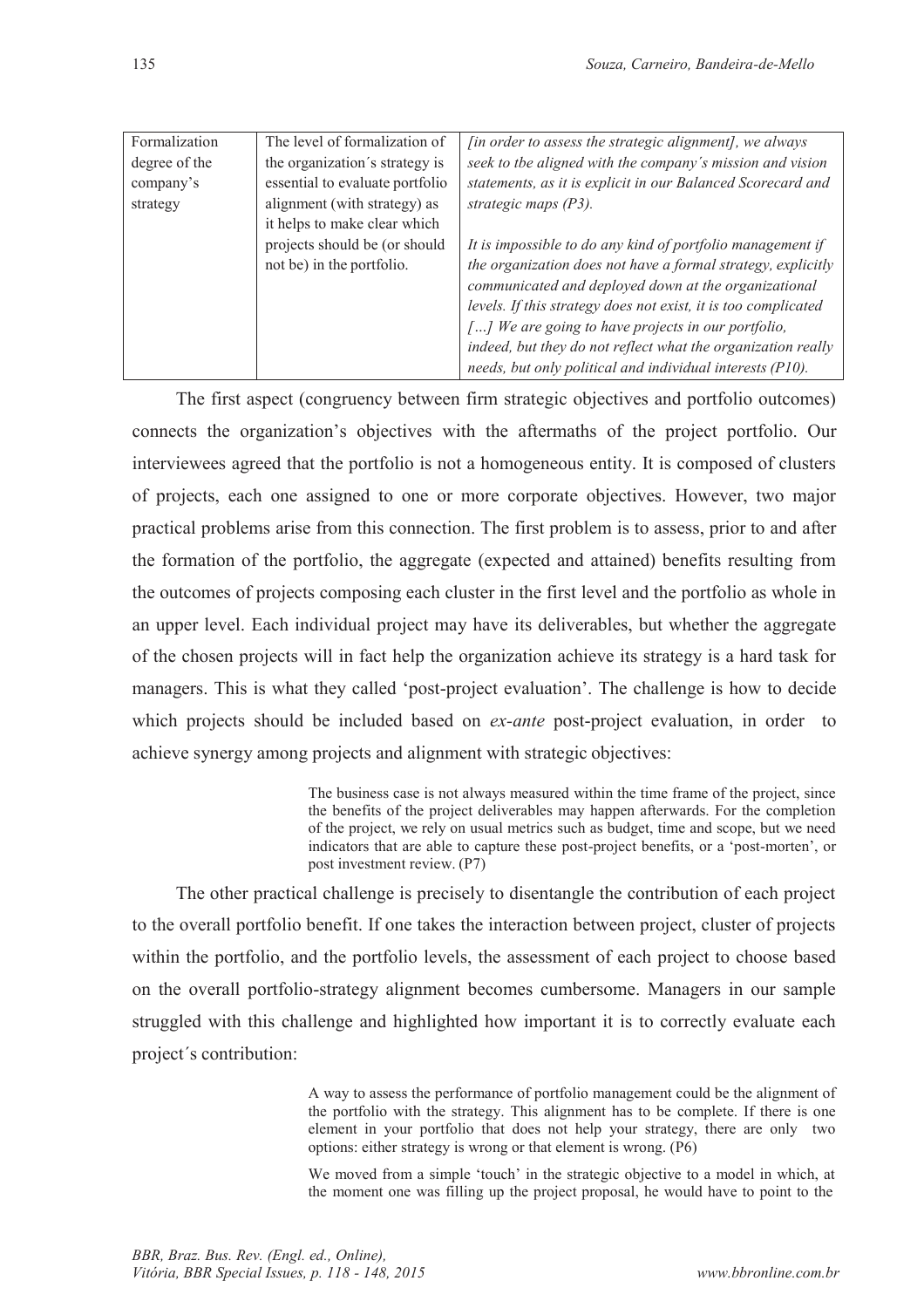| Formalization degree of the company's strategy | The level of formalization of the organization´s strategy is essential to evaluate portfolio alignment (with strategy) as it helps to make clear which projects should be (or should not be) in the portfolio. | *[in order to assess the strategic alignment], we always seek to tbe aligned with the company´s mission and vision statements, as it is explicit in our Balanced Scorecard and strategic maps (P3).* <br><br> *It is impossible to do any kind of portfolio management if the organization does not have a formal strategy, explicitly communicated and deployed down at the organizational levels. If this strategy does not exist, it is too complicated […] We are going to have projects in our portfolio, indeed, but they do not reflect what the organization really needs, but only political and individual interests (P10).* |
|---|---|---|

The first aspect (congruency between firm strategic objectives and portfolio outcomes) connects the organization's objectives with the aftermaths of the project portfolio. Our interviewees agreed that the portfolio is not a homogeneous entity. It is composed of clusters of projects, each one assigned to one or more corporate objectives. However, two major practical problems arise from this connection. The first problem is to assess, prior to and after the formation of the portfolio, the aggregate (expected and attained) benefits resulting from the outcomes of projects composing each cluster in the first level and the portfolio as whole in an upper level. Each individual project may have its deliverables, but whether the aggregate of the chosen projects will in fact help the organization achieve its strategy is a hard task for managers. This is what they called 'post-project evaluation'. The challenge is how to decide which projects should be included based on *ex-ante* post-project evaluation, in order to achieve synergy among projects and alignment with strategic objectives:

> The business case is not always measured within the time frame of the project, since the benefits of the project deliverables may happen afterwards. For the completion of the project, we rely on usual metrics such as budget, time and scope, but we need indicators that are able to capture these post-project benefits, or a 'post-morten', or post investment review. (P7)

The other practical challenge is precisely to disentangle the contribution of each project to the overall portfolio benefit. If one takes the interaction between project, cluster of projects within the portfolio, and the portfolio levels, the assessment of each project to choose based on the overall portfolio-strategy alignment becomes cumbersome. Managers in our sample struggled with this challenge and highlighted how important it is to correctly evaluate each project´s contribution:

> A way to assess the performance of portfolio management could be the alignment of the portfolio with the strategy. This alignment has to be complete. If there is one element in your portfolio that does not help your strategy, there are only two options: either strategy is wrong or that element is wrong. (P6)

> We moved from a simple 'touch' in the strategic objective to a model in which, at the moment one was filling up the project proposal, he would have to point to the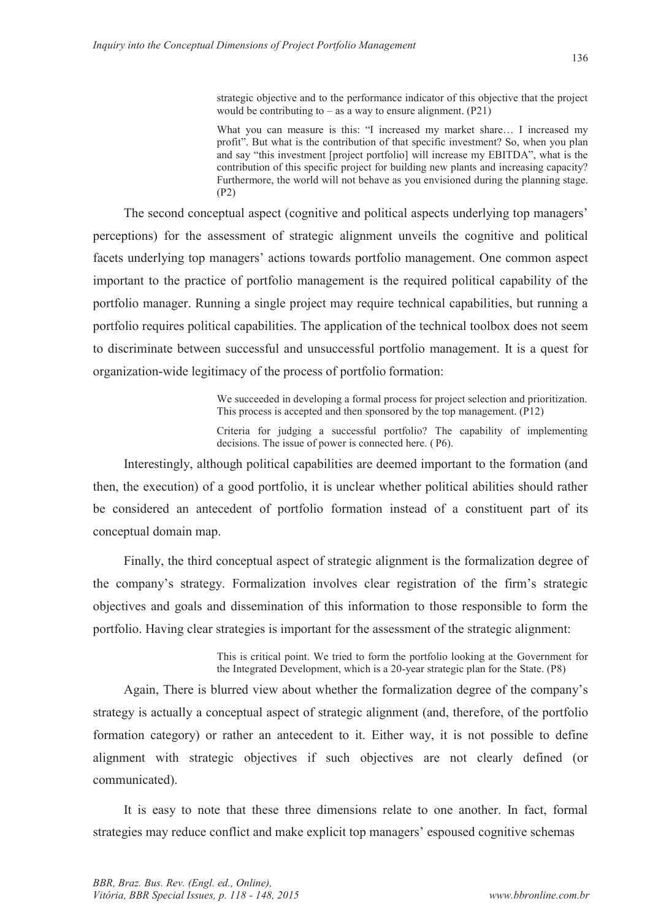> strategic objective and to the performance indicator of this objective that the project would be contributing to – as a way to ensure alignment. (P21)

> What you can measure is this: "I increased my market share… I increased my profit". But what is the contribution of that specific investment? So, when you plan and say "this investment [project portfolio] will increase my EBITDA", what is the contribution of this specific project for building new plants and increasing capacity? Furthermore, the world will not behave as you envisioned during the planning stage. (P2)

The second conceptual aspect (cognitive and political aspects underlying top managers' perceptions) for the assessment of strategic alignment unveils the cognitive and political facets underlying top managers' actions towards portfolio management. One common aspect important to the practice of portfolio management is the required political capability of the portfolio manager. Running a single project may require technical capabilities, but running a portfolio requires political capabilities. The application of the technical toolbox does not seem to discriminate between successful and unsuccessful portfolio management. It is a quest for organization-wide legitimacy of the process of portfolio formation:

> We succeeded in developing a formal process for project selection and prioritization. This process is accepted and then sponsored by the top management. (P12)

> Criteria for judging a successful portfolio? The capability of implementing decisions. The issue of power is connected here. ( P6).

Interestingly, although political capabilities are deemed important to the formation (and then, the execution) of a good portfolio, it is unclear whether political abilities should rather be considered an antecedent of portfolio formation instead of a constituent part of its conceptual domain map.

Finally, the third conceptual aspect of strategic alignment is the formalization degree of the company's strategy. Formalization involves clear registration of the firm's strategic objectives and goals and dissemination of this information to those responsible to form the portfolio. Having clear strategies is important for the assessment of the strategic alignment:

> This is critical point. We tried to form the portfolio looking at the Government for the Integrated Development, which is a 20-year strategic plan for the State. (P8)

Again, There is blurred view about whether the formalization degree of the company's strategy is actually a conceptual aspect of strategic alignment (and, therefore, of the portfolio formation category) or rather an antecedent to it. Either way, it is not possible to define alignment with strategic objectives if such objectives are not clearly defined (or communicated).

It is easy to note that these three dimensions relate to one another. In fact, formal strategies may reduce conflict and make explicit top managers' espoused cognitive schemas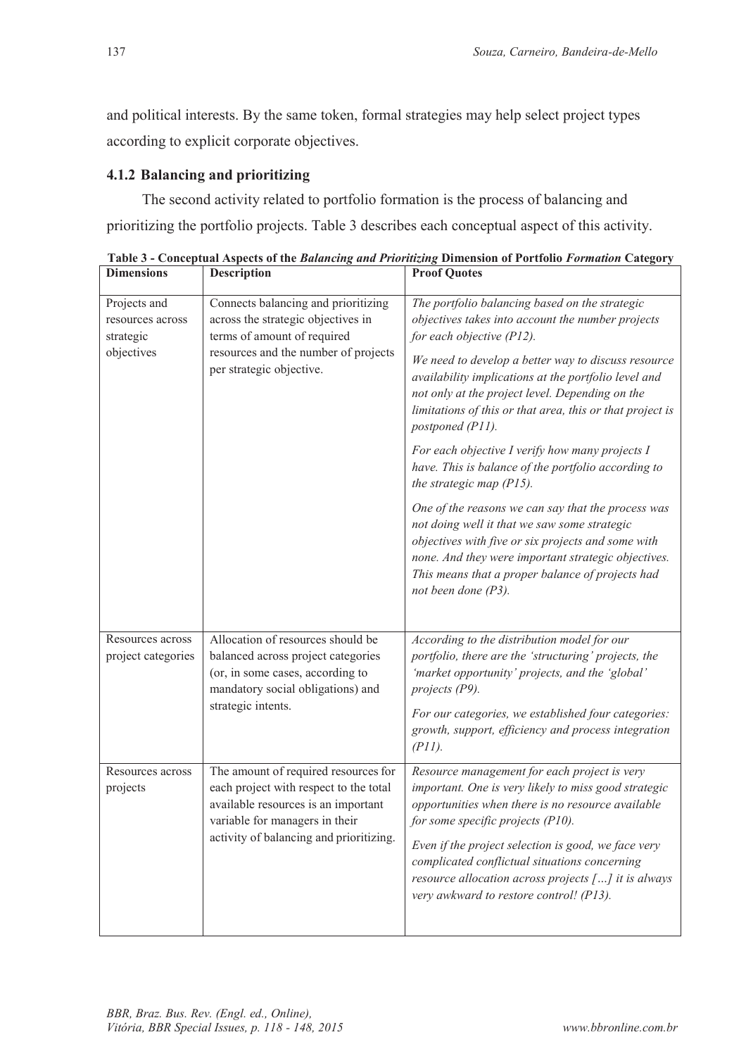and political interests. By the same token, formal strategies may help select project types according to explicit corporate objectives.

### 4.1.2 Balancing and prioritizing

The second activity related to portfolio formation is the process of balancing and prioritizing the portfolio projects. Table 3 describes each conceptual aspect of this activity.

**Table 3 - Conceptual Aspects of the *Balancing and Prioritizing* Dimension of Portfolio *Formation* Category**

| Dimensions | Description | Proof Quotes |
|---|---|---|
| Projects and resources across strategic objectives | Connects balancing and prioritizing across the strategic objectives in terms of amount of required resources and the number of projects per strategic objective. | *The portfolio balancing based on the strategic objectives takes into account the number projects for each objective (P12).* *We need to develop a better way to discuss resource availability implications at the portfolio level and not only at the project level. Depending on the limitations of this or that area, this or that project is postponed (P11).* *For each objective I verify how many projects I have. This is balance of the portfolio according to the strategic map (P15).* *One of the reasons we can say that the process was not doing well it that we saw some strategic objectives with five or six projects and some with none. And they were important strategic objectives. This means that a proper balance of projects had not been done (P3).* |
| Resources across project categories | Allocation of resources should be balanced across project categories (or, in some cases, according to mandatory social obligations) and strategic intents. | *According to the distribution model for our portfolio, there are the 'structuring' projects, the 'market opportunity' projects, and the 'global' projects (P9).* *For our categories, we established four categories: growth, support, efficiency and process integration (P11).* |
| Resources across projects | The amount of required resources for each project with respect to the total available resources is an important variable for managers in their activity of balancing and prioritizing. | *Resource management for each project is very important. One is very likely to miss good strategic opportunities when there is no resource available for some specific projects (P10).* *Even if the project selection is good, we face very complicated conflictual situations concerning resource allocation across projects […] it is always very awkward to restore control! (P13).* |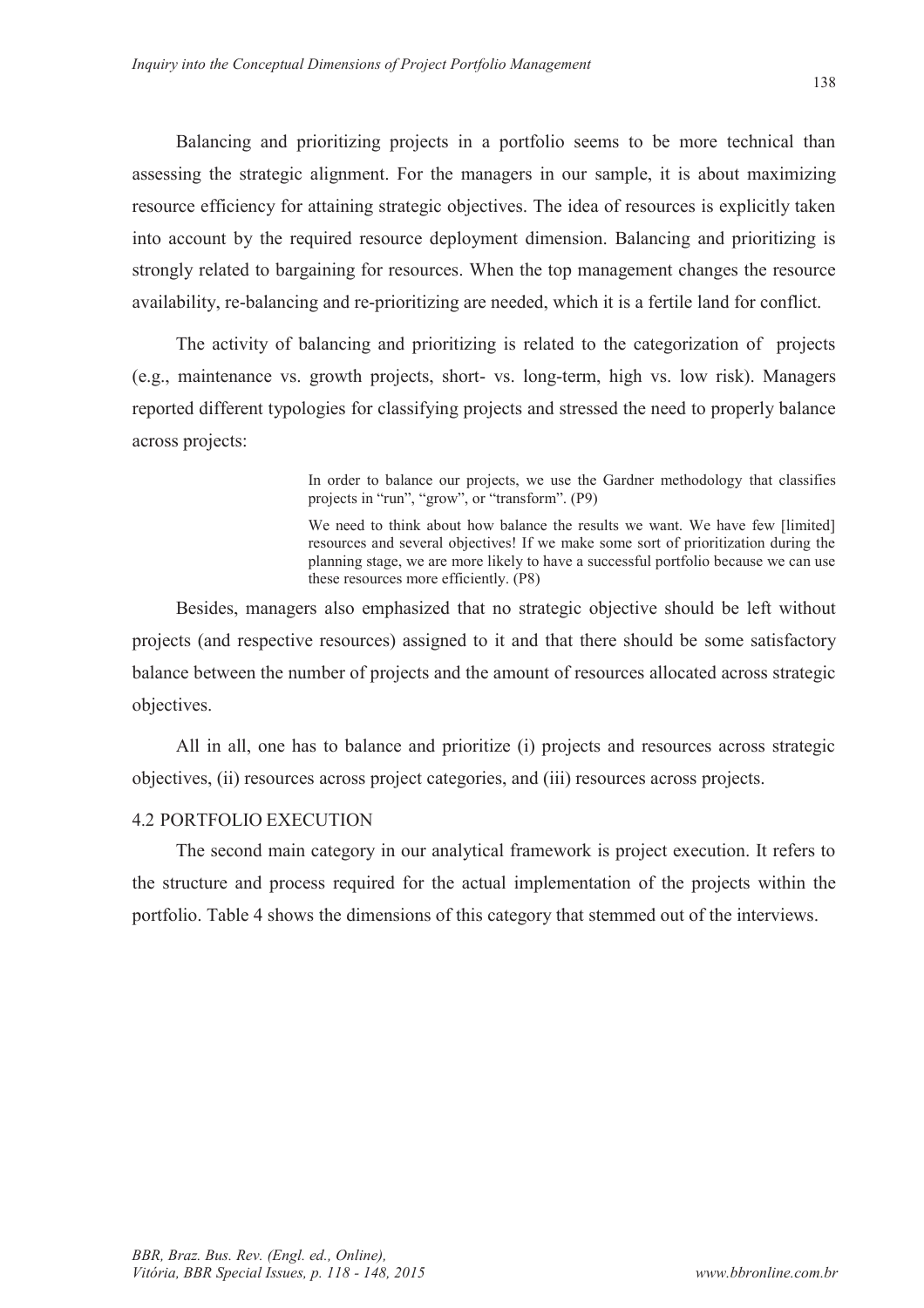Balancing and prioritizing projects in a portfolio seems to be more technical than assessing the strategic alignment. For the managers in our sample, it is about maximizing resource efficiency for attaining strategic objectives. The idea of resources is explicitly taken into account by the required resource deployment dimension. Balancing and prioritizing is strongly related to bargaining for resources. When the top management changes the resource availability, re-balancing and re-prioritizing are needed, which it is a fertile land for conflict.

The activity of balancing and prioritizing is related to the categorization of projects (e.g., maintenance vs. growth projects, short- vs. long-term, high vs. low risk). Managers reported different typologies for classifying projects and stressed the need to properly balance across projects:

> In order to balance our projects, we use the Gardner methodology that classifies projects in "run", "grow", or "transform". (P9)
>
> We need to think about how balance the results we want. We have few [limited] resources and several objectives! If we make some sort of prioritization during the planning stage, we are more likely to have a successful portfolio because we can use these resources more efficiently. (P8)

Besides, managers also emphasized that no strategic objective should be left without projects (and respective resources) assigned to it and that there should be some satisfactory balance between the number of projects and the amount of resources allocated across strategic objectives.

All in all, one has to balance and prioritize (i) projects and resources across strategic objectives, (ii) resources across project categories, and (iii) resources across projects.

### 4.2 PORTFOLIO EXECUTION

The second main category in our analytical framework is project execution. It refers to the structure and process required for the actual implementation of the projects within the portfolio. Table 4 shows the dimensions of this category that stemmed out of the interviews.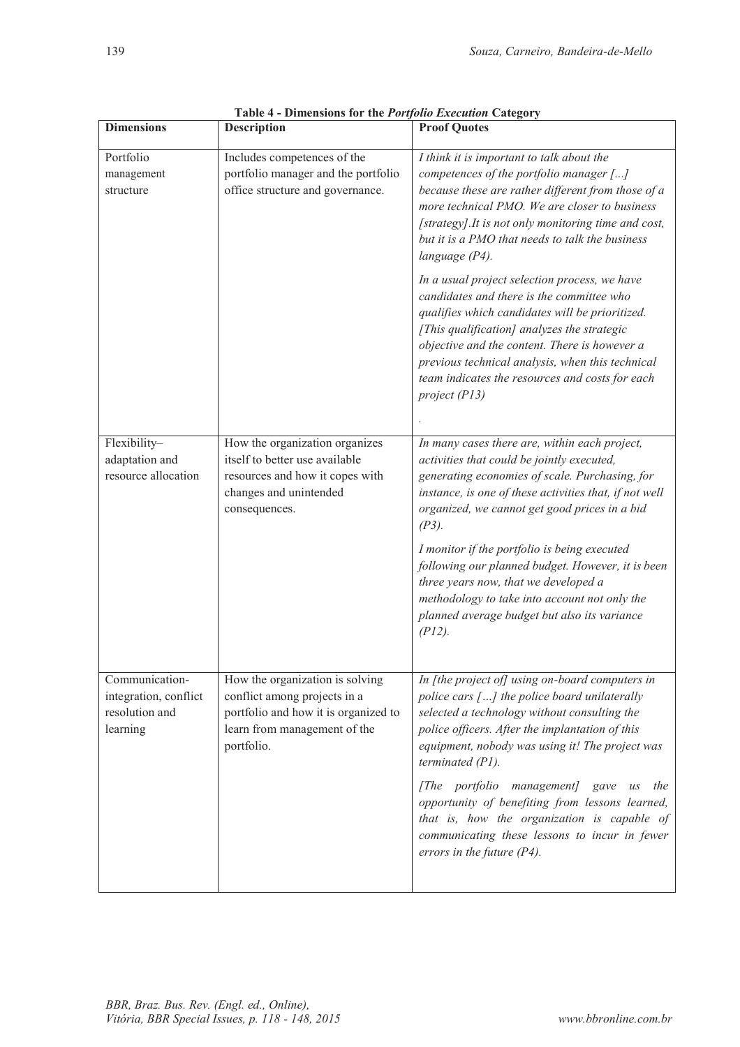**Table 4 - Dimensions for the *Portfolio Execution* Category**

| Dimensions | Description | Proof Quotes |
|---|---|---|
| Portfolio management structure | Includes competences of the portfolio manager and the portfolio office structure and governance. | *I think it is important to talk about the competences of the portfolio manager [...] because these are rather different from those of a more technical PMO. We are closer to business [strategy].It is not only monitoring time and cost, but it is a PMO that needs to talk the business language (P4).* <br><br> *In a usual project selection process, we have candidates and there is the committee who qualifies which candidates will be prioritized. [This qualification] analyzes the strategic objective and the content. There is however a previous technical analysis, when this technical team indicates the resources and costs for each project (P13)* <br><br> . |
| Flexibility–adaptation and resource allocation | How the organization organizes itself to better use available resources and how it copes with changes and unintended consequences. | *In many cases there are, within each project, activities that could be jointly executed, generating economies of scale. Purchasing, for instance, is one of these activities that, if not well organized, we cannot get good prices in a bid (P3).* <br><br> *I monitor if the portfolio is being executed following our planned budget. However, it is been three years now, that we developed a methodology to take into account not only the planned average budget but also its variance (P12).* |
| Communication-integration, conflict resolution and learning | How the organization is solving conflict among projects in a portfolio and how it is organized to learn from management of the portfolio. | *In [the project of] using on-board computers in police cars […] the police board unilaterally selected a technology without consulting the police officers. After the implantation of this equipment, nobody was using it! The project was terminated (P1).* <br><br> *[The portfolio management] gave us the opportunity of benefiting from lessons learned, that is, how the organization is capable of communicating these lessons to incur in fewer errors in the future (P4).* |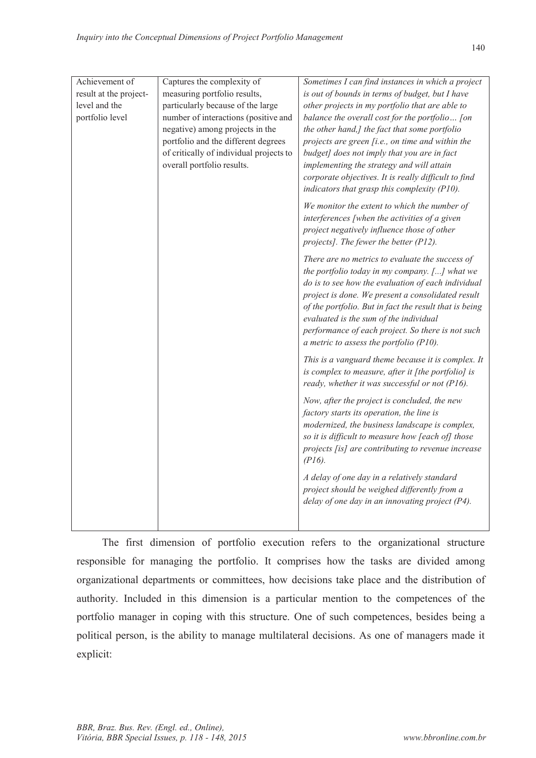| | | |
|---|---|---|
| Achievement of result at the project-level and the portfolio level | Captures the complexity of measuring portfolio results, particularly because of the large number of interactions (positive and negative) among projects in the portfolio and the different degrees of critically of individual projects to overall portfolio results. | *Sometimes I can find instances in which a project is out of bounds in terms of budget, but I have other projects in my portfolio that are able to balance the overall cost for the portfolio… [on the other hand,] the fact that some portfolio projects are green [i.e., on time and within the budget] does not imply that you are in fact implementing the strategy and will attain corporate objectives. It is really difficult to find indicators that grasp this complexity (P10).*<br><br>*We monitor the extent to which the number of interferences [when the activities of a given project negatively influence those of other projects]. The fewer the better (P12).*<br><br>*There are no metrics to evaluate the success of the portfolio today in my company. [...] what we do is to see how the evaluation of each individual project is done. We present a consolidated result of the portfolio. But in fact the result that is being evaluated is the sum of the individual performance of each project. So there is not such a metric to assess the portfolio (P10).*<br><br>*This is a vanguard theme because it is complex. It is complex to measure, after it [the portfolio] is ready, whether it was successful or not (P16).*<br><br>*Now, after the project is concluded, the new factory starts its operation, the line is modernized, the business landscape is complex, so it is difficult to measure how [each of] those projects [is] are contributing to revenue increase (P16).*<br><br>*A delay of one day in a relatively standard project should be weighed differently from a delay of one day in an innovating project (P4).* |

The first dimension of portfolio execution refers to the organizational structure responsible for managing the portfolio. It comprises how the tasks are divided among organizational departments or committees, how decisions take place and the distribution of authority. Included in this dimension is a particular mention to the competences of the portfolio manager in coping with this structure. One of such competences, besides being a political person, is the ability to manage multilateral decisions. As one of managers made it explicit: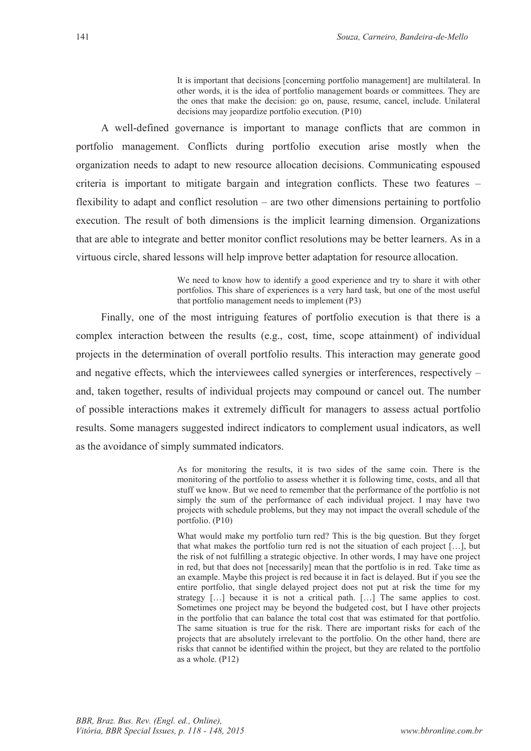> It is important that decisions [concerning portfolio management] are multilateral. In other words, it is the idea of portfolio management boards or committees. They are the ones that make the decision: go on, pause, resume, cancel, include. Unilateral decisions may jeopardize portfolio execution. (P10)

A well-defined governance is important to manage conflicts that are common in portfolio management. Conflicts during portfolio execution arise mostly when the organization needs to adapt to new resource allocation decisions. Communicating espoused criteria is important to mitigate bargain and integration conflicts. These two features – flexibility to adapt and conflict resolution – are two other dimensions pertaining to portfolio execution. The result of both dimensions is the implicit learning dimension. Organizations that are able to integrate and better monitor conflict resolutions may be better learners. As in a virtuous circle, shared lessons will help improve better adaptation for resource allocation.

> We need to know how to identify a good experience and try to share it with other portfolios. This share of experiences is a very hard task, but one of the most useful that portfolio management needs to implement (P3)

Finally, one of the most intriguing features of portfolio execution is that there is a complex interaction between the results (e.g., cost, time, scope attainment) of individual projects in the determination of overall portfolio results. This interaction may generate good and negative effects, which the interviewees called synergies or interferences, respectively – and, taken together, results of individual projects may compound or cancel out. The number of possible interactions makes it extremely difficult for managers to assess actual portfolio results. Some managers suggested indirect indicators to complement usual indicators, as well as the avoidance of simply summated indicators.

> As for monitoring the results, it is two sides of the same coin. There is the monitoring of the portfolio to assess whether it is following time, costs, and all that stuff we know. But we need to remember that the performance of the portfolio is not simply the sum of the performance of each individual project. I may have two projects with schedule problems, but they may not impact the overall schedule of the portfolio. (P10)

> What would make my portfolio turn red? This is the big question. But they forget that what makes the portfolio turn red is not the situation of each project […], but the risk of not fulfilling a strategic objective. In other words, I may have one project in red, but that does not [necessarily] mean that the portfolio is in red. Take time as an example. Maybe this project is red because it in fact is delayed. But if you see the entire portfolio, that single delayed project does not put at risk the time for my strategy […] because it is not a critical path. […] The same applies to cost. Sometimes one project may be beyond the budgeted cost, but I have other projects in the portfolio that can balance the total cost that was estimated for that portfolio. The same situation is true for the risk. There are important risks for each of the projects that are absolutely irrelevant to the portfolio. On the other hand, there are risks that cannot be identified within the project, but they are related to the portfolio as a whole. (P12)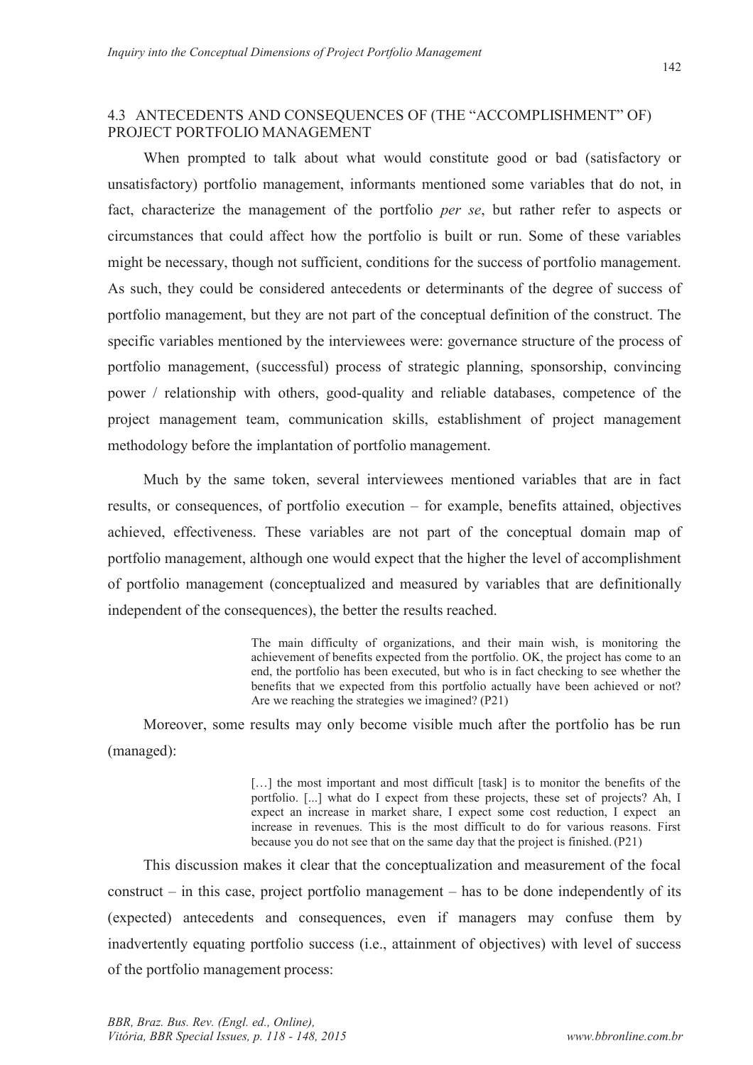### 4.3 ANTECEDENTS AND CONSEQUENCES OF (THE "ACCOMPLISHMENT" OF) PROJECT PORTFOLIO MANAGEMENT

When prompted to talk about what would constitute good or bad (satisfactory or unsatisfactory) portfolio management, informants mentioned some variables that do not, in fact, characterize the management of the portfolio *per se*, but rather refer to aspects or circumstances that could affect how the portfolio is built or run. Some of these variables might be necessary, though not sufficient, conditions for the success of portfolio management. As such, they could be considered antecedents or determinants of the degree of success of portfolio management, but they are not part of the conceptual definition of the construct. The specific variables mentioned by the interviewees were: governance structure of the process of portfolio management, (successful) process of strategic planning, sponsorship, convincing power / relationship with others, good-quality and reliable databases, competence of the project management team, communication skills, establishment of project management methodology before the implantation of portfolio management.

Much by the same token, several interviewees mentioned variables that are in fact results, or consequences, of portfolio execution – for example, benefits attained, objectives achieved, effectiveness. These variables are not part of the conceptual domain map of portfolio management, although one would expect that the higher the level of accomplishment of portfolio management (conceptualized and measured by variables that are definitionally independent of the consequences), the better the results reached.

> The main difficulty of organizations, and their main wish, is monitoring the achievement of benefits expected from the portfolio. OK, the project has come to an end, the portfolio has been executed, but who is in fact checking to see whether the benefits that we expected from this portfolio actually have been achieved or not? Are we reaching the strategies we imagined? (P21)

Moreover, some results may only become visible much after the portfolio has be run (managed):

> […] the most important and most difficult [task] is to monitor the benefits of the portfolio. [...] what do I expect from these projects, these set of projects? Ah, I expect an increase in market share, I expect some cost reduction, I expect an increase in revenues. This is the most difficult to do for various reasons. First because you do not see that on the same day that the project is finished. (P21)

This discussion makes it clear that the conceptualization and measurement of the focal construct – in this case, project portfolio management – has to be done independently of its (expected) antecedents and consequences, even if managers may confuse them by inadvertently equating portfolio success (i.e., attainment of objectives) with level of success of the portfolio management process: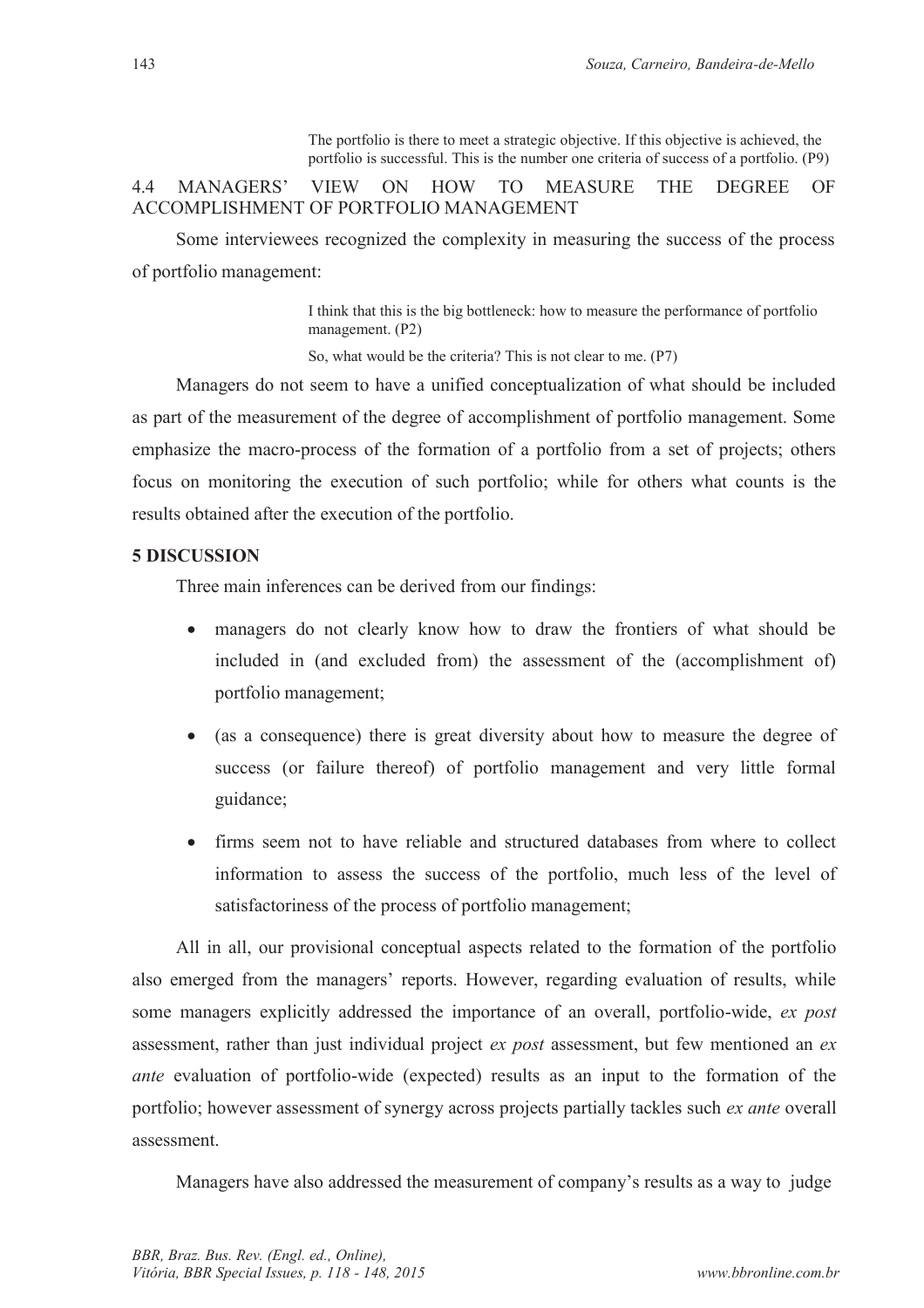> The portfolio is there to meet a strategic objective. If this objective is achieved, the portfolio is successful. This is the number one criteria of success of a portfolio. (P9)

### 4.4 MANAGERS' VIEW ON HOW TO MEASURE THE DEGREE OF ACCOMPLISHMENT OF PORTFOLIO MANAGEMENT

Some interviewees recognized the complexity in measuring the success of the process of portfolio management:

> I think that this is the big bottleneck: how to measure the performance of portfolio management. (P2)
>
> So, what would be the criteria? This is not clear to me. (P7)

Managers do not seem to have a unified conceptualization of what should be included as part of the measurement of the degree of accomplishment of portfolio management. Some emphasize the macro-process of the formation of a portfolio from a set of projects; others focus on monitoring the execution of such portfolio; while for others what counts is the results obtained after the execution of the portfolio.

## 5 DISCUSSION

Three main inferences can be derived from our findings:

- managers do not clearly know how to draw the frontiers of what should be included in (and excluded from) the assessment of the (accomplishment of) portfolio management;
- (as a consequence) there is great diversity about how to measure the degree of success (or failure thereof) of portfolio management and very little formal guidance;
- firms seem not to have reliable and structured databases from where to collect information to assess the success of the portfolio, much less of the level of satisfactoriness of the process of portfolio management;

All in all, our provisional conceptual aspects related to the formation of the portfolio also emerged from the managers' reports. However, regarding evaluation of results, while some managers explicitly addressed the importance of an overall, portfolio-wide, *ex post* assessment, rather than just individual project *ex post* assessment, but few mentioned an *ex ante* evaluation of portfolio-wide (expected) results as an input to the formation of the portfolio; however assessment of synergy across projects partially tackles such *ex ante* overall assessment.

Managers have also addressed the measurement of company's results as a way to judge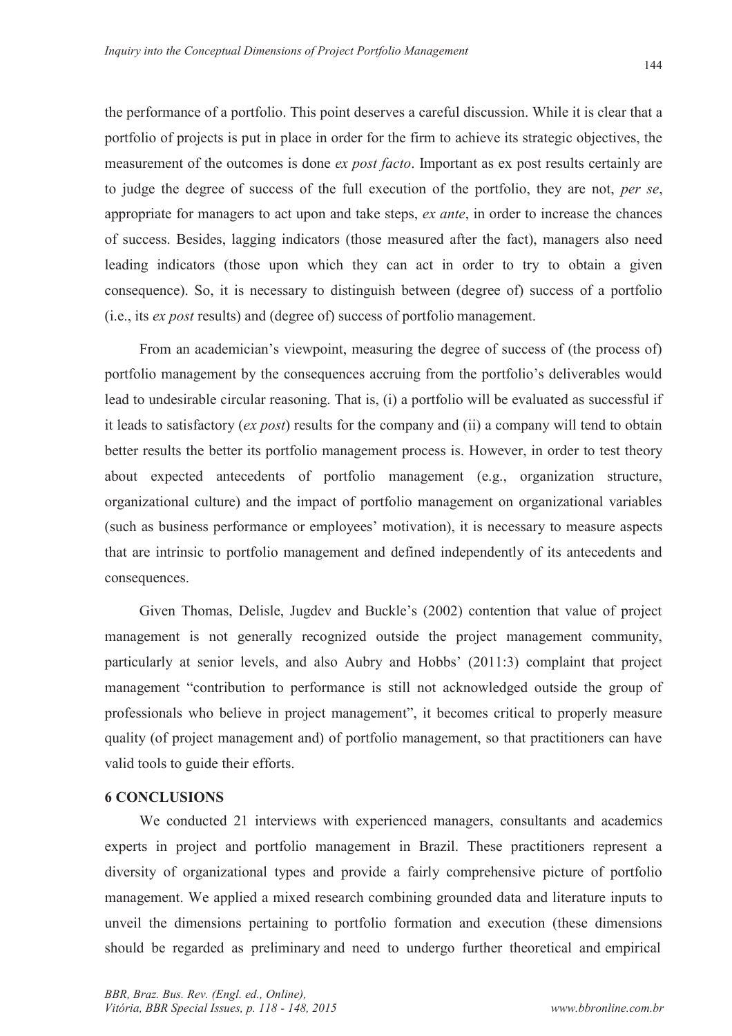the performance of a portfolio. This point deserves a careful discussion. While it is clear that a portfolio of projects is put in place in order for the firm to achieve its strategic objectives, the measurement of the outcomes is done *ex post facto*. Important as ex post results certainly are to judge the degree of success of the full execution of the portfolio, they are not, *per se*, appropriate for managers to act upon and take steps, *ex ante*, in order to increase the chances of success. Besides, lagging indicators (those measured after the fact), managers also need leading indicators (those upon which they can act in order to try to obtain a given consequence). So, it is necessary to distinguish between (degree of) success of a portfolio (i.e., its *ex post* results) and (degree of) success of portfolio management.

From an academician's viewpoint, measuring the degree of success of (the process of) portfolio management by the consequences accruing from the portfolio's deliverables would lead to undesirable circular reasoning. That is, (i) a portfolio will be evaluated as successful if it leads to satisfactory (*ex post*) results for the company and (ii) a company will tend to obtain better results the better its portfolio management process is. However, in order to test theory about expected antecedents of portfolio management (e.g., organization structure, organizational culture) and the impact of portfolio management on organizational variables (such as business performance or employees' motivation), it is necessary to measure aspects that are intrinsic to portfolio management and defined independently of its antecedents and consequences.

Given Thomas, Delisle, Jugdev and Buckle's (2002) contention that value of project management is not generally recognized outside the project management community, particularly at senior levels, and also Aubry and Hobbs' (2011:3) complaint that project management "contribution to performance is still not acknowledged outside the group of professionals who believe in project management", it becomes critical to properly measure quality (of project management and) of portfolio management, so that practitioners can have valid tools to guide their efforts.

## 6 CONCLUSIONS

We conducted 21 interviews with experienced managers, consultants and academics experts in project and portfolio management in Brazil. These practitioners represent a diversity of organizational types and provide a fairly comprehensive picture of portfolio management. We applied a mixed research combining grounded data and literature inputs to unveil the dimensions pertaining to portfolio formation and execution (these dimensions should be regarded as preliminary and need to undergo further theoretical and empirical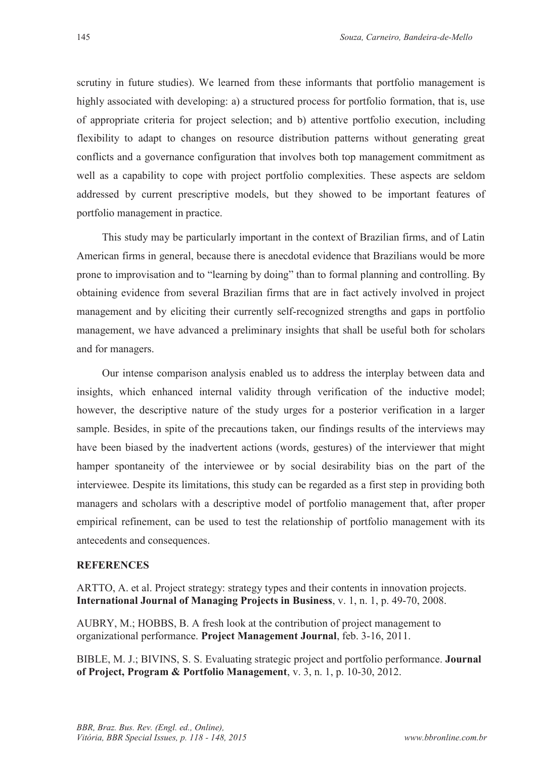scrutiny in future studies). We learned from these informants that portfolio management is highly associated with developing: a) a structured process for portfolio formation, that is, use of appropriate criteria for project selection; and b) attentive portfolio execution, including flexibility to adapt to changes on resource distribution patterns without generating great conflicts and a governance configuration that involves both top management commitment as well as a capability to cope with project portfolio complexities. These aspects are seldom addressed by current prescriptive models, but they showed to be important features of portfolio management in practice.

This study may be particularly important in the context of Brazilian firms, and of Latin American firms in general, because there is anecdotal evidence that Brazilians would be more prone to improvisation and to "learning by doing" than to formal planning and controlling. By obtaining evidence from several Brazilian firms that are in fact actively involved in project management and by eliciting their currently self-recognized strengths and gaps in portfolio management, we have advanced a preliminary insights that shall be useful both for scholars and for managers.

Our intense comparison analysis enabled us to address the interplay between data and insights, which enhanced internal validity through verification of the inductive model; however, the descriptive nature of the study urges for a posterior verification in a larger sample. Besides, in spite of the precautions taken, our findings results of the interviews may have been biased by the inadvertent actions (words, gestures) of the interviewer that might hamper spontaneity of the interviewee or by social desirability bias on the part of the interviewee. Despite its limitations, this study can be regarded as a first step in providing both managers and scholars with a descriptive model of portfolio management that, after proper empirical refinement, can be used to test the relationship of portfolio management with its antecedents and consequences.

## REFERENCES

ARTTO, A. et al. Project strategy: strategy types and their contents in innovation projects. **International Journal of Managing Projects in Business**, v. 1, n. 1, p. 49-70, 2008.

AUBRY, M.; HOBBS, B. A fresh look at the contribution of project management to organizational performance. **Project Management Journal**, feb. 3-16, 2011.

BIBLE, M. J.; BIVINS, S. S. Evaluating strategic project and portfolio performance. **Journal of Project, Program & Portfolio Management**, v. 3, n. 1, p. 10-30, 2012.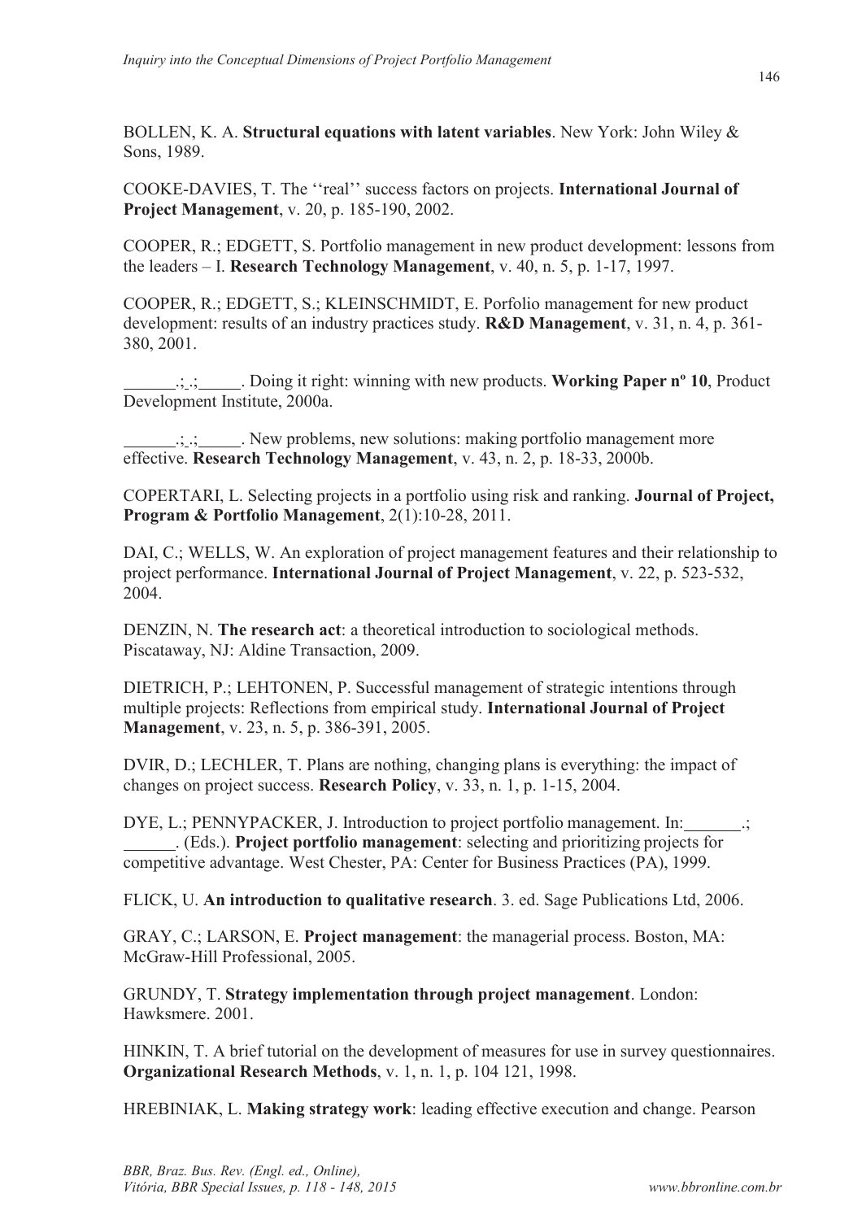BOLLEN, K. A. **Structural equations with latent variables**. New York: John Wiley & Sons, 1989.

COOKE-DAVIES, T. The ''real'' success factors on projects. **International Journal of Project Management**, v. 20, p. 185-190, 2002.

COOPER, R.; EDGETT, S. Portfolio management in new product development: lessons from the leaders – I. **Research Technology Management**, v. 40, n. 5, p. 1-17, 1997.

COOPER, R.; EDGETT, S.; KLEINSCHMIDT, E. Porfolio management for new product development: results of an industry practices study. **R&D Management**, v. 31, n. 4, p. 361-380, 2001.

______.; .; _____. Doing it right: winning with new products. **Working Paper nº 10**, Product Development Institute, 2000a.

______.; .; _____. New problems, new solutions: making portfolio management more effective. **Research Technology Management**, v. 43, n. 2, p. 18-33, 2000b.

COPERTARI, L. Selecting projects in a portfolio using risk and ranking. **Journal of Project, Program & Portfolio Management**, 2(1):10-28, 2011.

DAI, C.; WELLS, W. An exploration of project management features and their relationship to project performance. **International Journal of Project Management**, v. 22, p. 523-532, 2004.

DENZIN, N. **The research act**: a theoretical introduction to sociological methods. Piscataway, NJ: Aldine Transaction, 2009.

DIETRICH, P.; LEHTONEN, P. Successful management of strategic intentions through multiple projects: Reflections from empirical study. **International Journal of Project Management**, v. 23, n. 5, p. 386-391, 2005.

DVIR, D.; LECHLER, T. Plans are nothing, changing plans is everything: the impact of changes on project success. **Research Policy**, v. 33, n. 1, p. 1-15, 2004.

DYE, L.; PENNYPACKER, J. Introduction to project portfolio management. In: _______.; ______. (Eds.). **Project portfolio management**: selecting and prioritizing projects for competitive advantage. West Chester, PA: Center for Business Practices (PA), 1999.

FLICK, U. **An introduction to qualitative research**. 3. ed. Sage Publications Ltd, 2006.

GRAY, C.; LARSON, E. **Project management**: the managerial process. Boston, MA: McGraw-Hill Professional, 2005.

GRUNDY, T. **Strategy implementation through project management**. London: Hawksmere. 2001.

HINKIN, T. A brief tutorial on the development of measures for use in survey questionnaires. **Organizational Research Methods**, v. 1, n. 1, p. 104 121, 1998.

HREBINIAK, L. **Making strategy work**: leading effective execution and change. Pearson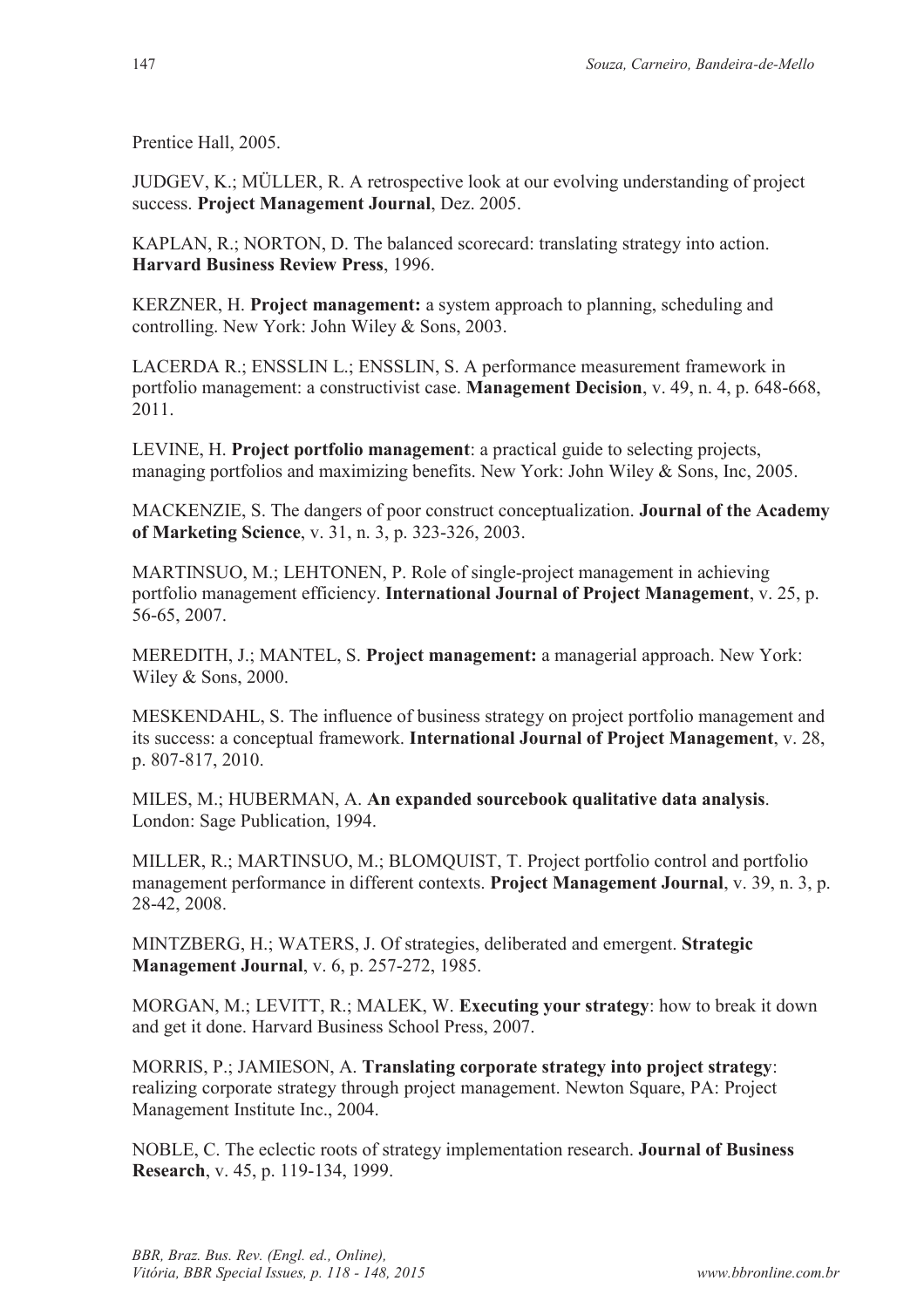Prentice Hall, 2005.

JUDGEV, K.; MÜLLER, R. A retrospective look at our evolving understanding of project success. **Project Management Journal**, Dez. 2005.

KAPLAN, R.; NORTON, D. The balanced scorecard: translating strategy into action. **Harvard Business Review Press**, 1996.

KERZNER, H. **Project management:** a system approach to planning, scheduling and controlling. New York: John Wiley & Sons, 2003.

LACERDA R.; ENSSLIN L.; ENSSLIN, S. A performance measurement framework in portfolio management: a constructivist case. **Management Decision**, v. 49, n. 4, p. 648-668, 2011.

LEVINE, H. **Project portfolio management**: a practical guide to selecting projects, managing portfolios and maximizing benefits. New York: John Wiley & Sons, Inc, 2005.

MACKENZIE, S. The dangers of poor construct conceptualization. **Journal of the Academy of Marketing Science**, v. 31, n. 3, p. 323-326, 2003.

MARTINSUO, M.; LEHTONEN, P. Role of single-project management in achieving portfolio management efficiency. **International Journal of Project Management**, v. 25, p. 56-65, 2007.

MEREDITH, J.; MANTEL, S. **Project management:** a managerial approach. New York: Wiley & Sons, 2000.

MESKENDAHL, S. The influence of business strategy on project portfolio management and its success: a conceptual framework. **International Journal of Project Management**, v. 28, p. 807-817, 2010.

MILES, M.; HUBERMAN, A. **An expanded sourcebook qualitative data analysis**. London: Sage Publication, 1994.

MILLER, R.; MARTINSUO, M.; BLOMQUIST, T. Project portfolio control and portfolio management performance in different contexts. **Project Management Journal**, v. 39, n. 3, p. 28-42, 2008.

MINTZBERG, H.; WATERS, J. Of strategies, deliberated and emergent. **Strategic Management Journal**, v. 6, p. 257-272, 1985.

MORGAN, M.; LEVITT, R.; MALEK, W. **Executing your strategy**: how to break it down and get it done. Harvard Business School Press, 2007.

MORRIS, P.; JAMIESON, A. **Translating corporate strategy into project strategy**: realizing corporate strategy through project management. Newton Square, PA: Project Management Institute Inc., 2004.

NOBLE, C. The eclectic roots of strategy implementation research. **Journal of Business Research**, v. 45, p. 119-134, 1999.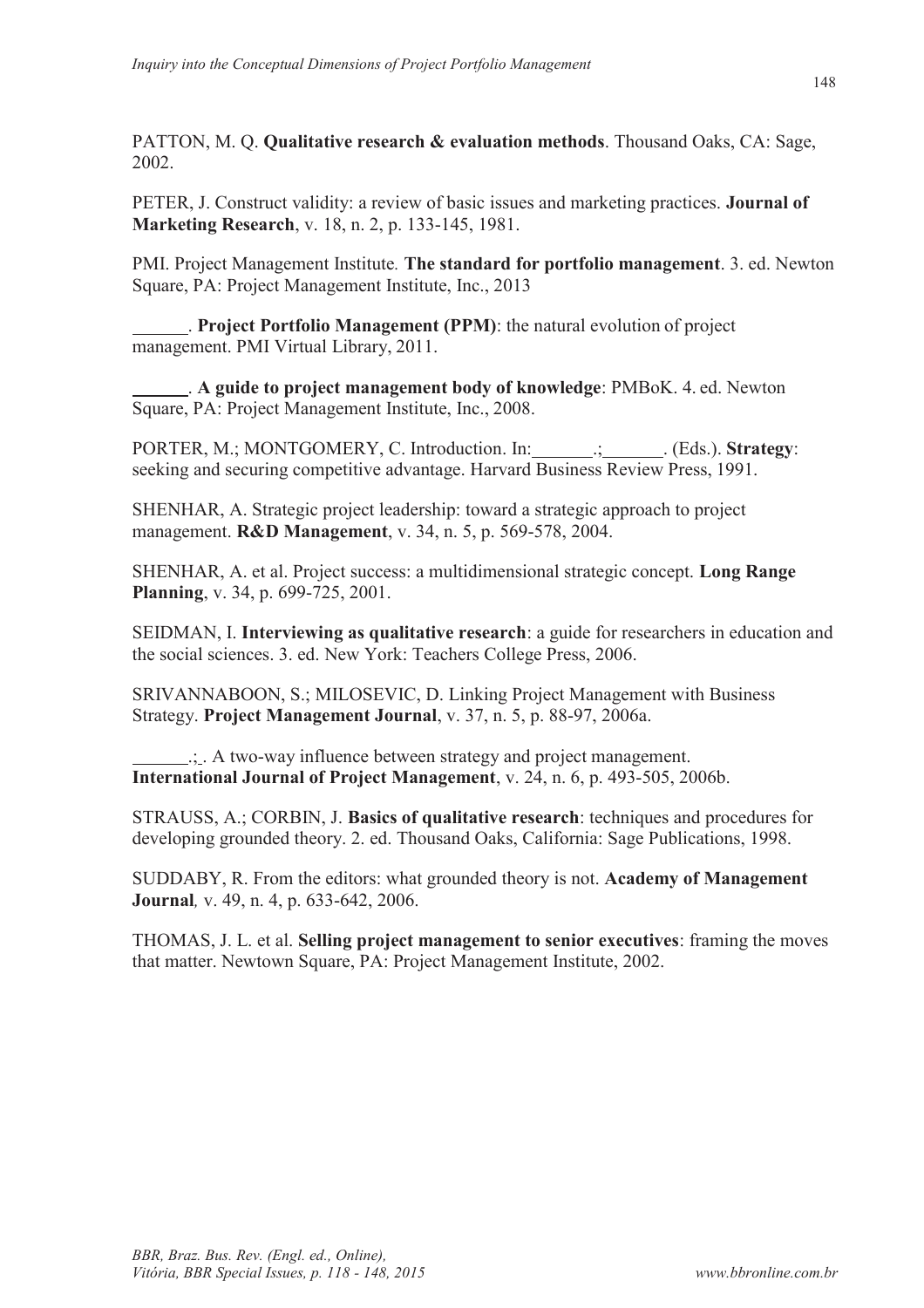PATTON, M. Q. **Qualitative research & evaluation methods**. Thousand Oaks, CA: Sage, 2002.

PETER, J. Construct validity: a review of basic issues and marketing practices. **Journal of Marketing Research**, v. 18, n. 2, p. 133-145, 1981.

PMI. Project Management Institute. **The standard for portfolio management**. 3. ed. Newton Square, PA: Project Management Institute, Inc., 2013

______. **Project Portfolio Management (PPM)**: the natural evolution of project management. PMI Virtual Library, 2011.

______. **A guide to project management body of knowledge**: PMBoK. 4. ed. Newton Square, PA: Project Management Institute, Inc., 2008.

PORTER, M.; MONTGOMERY, C. Introduction. In:_______.;_______. (Eds.). **Strategy**: seeking and securing competitive advantage. Harvard Business Review Press, 1991.

SHENHAR, A. Strategic project leadership: toward a strategic approach to project management. **R&D Management**, v. 34, n. 5, p. 569-578, 2004.

SHENHAR, A. et al. Project success: a multidimensional strategic concept. **Long Range Planning**, v. 34, p. 699-725, 2001.

SEIDMAN, I. **Interviewing as qualitative research**: a guide for researchers in education and the social sciences. 3. ed. New York: Teachers College Press, 2006.

SRIVANNABOON, S.; MILOSEVIC, D. Linking Project Management with Business Strategy. **Project Management Journal**, v. 37, n. 5, p. 88-97, 2006a.

______.;_. A two-way influence between strategy and project management. **International Journal of Project Management**, v. 24, n. 6, p. 493-505, 2006b.

STRAUSS, A.; CORBIN, J. **Basics of qualitative research**: techniques and procedures for developing grounded theory. 2. ed. Thousand Oaks, California: Sage Publications, 1998.

SUDDABY, R. From the editors: what grounded theory is not. **Academy of Management Journal**, v. 49, n. 4, p. 633-642, 2006.

THOMAS, J. L. et al. **Selling project management to senior executives**: framing the moves that matter. Newtown Square, PA: Project Management Institute, 2002.